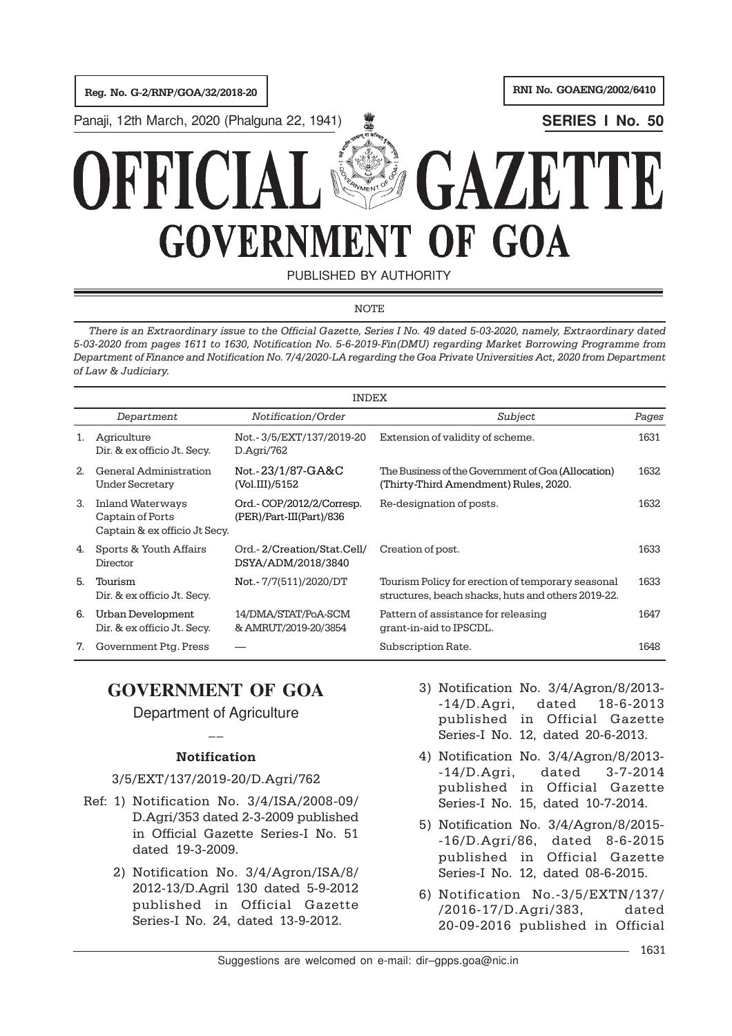Reg. No. G-2/RNP/GOA/32/2018-20 | RNI No. GOAENG/2002/6410

Panaji, 12th March, 2020 (Phalguna 22, 1941) **SERIES I No. 50**

# OFFICIAL GAZETTE
# GOVERNMENT OF GOA

PUBLISHED BY AUTHORITY

NOTE

*There is an Extraordinary issue to the Official Gazette, Series I No. 49 dated 5-03-2020, namely, Extraordinary dated 5-03-2020 from pages 1611 to 1630, Notification No. 5-6-2019-Fin(DMU) regarding Market Borrowing Programme from Department of Finance and Notification No. 7/4/2020-LA regarding the Goa Private Universities Act, 2020 from Department of Law & Judiciary.*

INDEX

| | *Department* | *Notification/Order* | *Subject* | *Pages* |
|---|---|---|---|---|
| 1. | Agriculture<br>Dir. & ex officio Jt. Secy. | Not.- 3/5/EXT/137/2019-20<br>D.Agri/762 | Extension of validity of scheme. | 1631 |
| 2. | General Administration<br>Under Secretary | Not.- 23/1/87-GA&C<br>(Vol.III)/5152 | The Business of the Government of Goa (Allocation) (Thirty-Third Amendment) Rules, 2020. | 1632 |
| 3. | Inland Waterways<br>Captain of Ports<br>Captain & ex officio Jt Secy. | Ord.- COP/2012/2/Corresp.<br>(PER)/Part-III(Part)/836 | Re-designation of posts. | 1632 |
| 4. | Sports & Youth Affairs<br>Director | Ord.- 2/Creation/Stat.Cell/<br>DSYA/ADM/2018/3840 | Creation of post. | 1633 |
| 5. | Tourism<br>Dir. & ex officio Jt. Secy. | Not.- 7/7(511)/2020/DT | Tourism Policy for erection of temporary seasonal structures, beach shacks, huts and others 2019-22. | 1633 |
| 6. | Urban Development<br>Dir. & ex officio Jt. Secy. | 14/DMA/STAT/PoA-SCM<br>& AMRUT/2019-20/3854 | Pattern of assistance for releasing grant-in-aid to IPSCDL. | 1647 |
| 7. | Government Ptg. Press | — | Subscription Rate. | 1648 |

## GOVERNMENT OF GOA

Department of Agriculture

—

### Notification

3/5/EXT/137/2019-20/D.Agri/762

Ref: 1) Notification No. 3/4/ISA/2008-09/ D.Agri/353 dated 2-3-2009 published in Official Gazette Series-I No. 51 dated 19-3-2009.

2) Notification No. 3/4/Agron/ISA/8/ 2012-13/D.Agril 130 dated 5-9-2012 published in Official Gazette Series-I No. 24, dated 13-9-2012.

3) Notification No. 3/4/Agron/8/2013- -14/D.Agri, dated 18-6-2013 published in Official Gazette Series-I No. 12, dated 20-6-2013.

4) Notification No. 3/4/Agron/8/2013- -14/D.Agri, dated 3-7-2014 published in Official Gazette Series-I No. 15, dated 10-7-2014.

5) Notification No. 3/4/Agron/8/2015- -16/D.Agri/86, dated 8-6-2015 published in Official Gazette Series-I No. 12, dated 08-6-2015.

6) Notification No.-3/5/EXTN/137/ /2016-17/D.Agri/383, dated 20-09-2016 published in Official

Suggestions are welcomed on e-mail: dir–gpps.goa@nic.in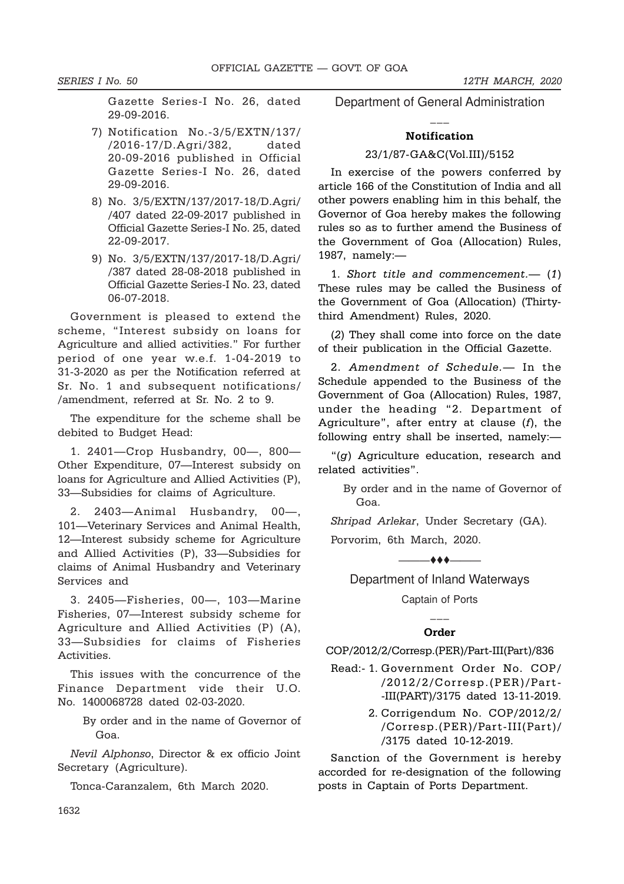Gazette Series-I No. 26, dated 29-09-2016.

7) Notification No.-3/5/EXTN/137/ /2016-17/D.Agri/382, dated 20-09-2016 published in Official Gazette Series-I No. 26, dated 29-09-2016.

8) No. 3/5/EXTN/137/2017-18/D.Agri/ /407 dated 22-09-2017 published in Official Gazette Series-I No. 25, dated 22-09-2017.

9) No. 3/5/EXTN/137/2017-18/D.Agri/ /387 dated 28-08-2018 published in Official Gazette Series-I No. 23, dated 06-07-2018.

Government is pleased to extend the scheme, "Interest subsidy on loans for Agriculture and allied activities." For further period of one year w.e.f. 1-04-2019 to 31-3-2020 as per the Notification referred at Sr. No. 1 and subsequent notifications/ /amendment, referred at Sr. No. 2 to 9.

The expenditure for the scheme shall be debited to Budget Head:

1. 2401—Crop Husbandry, 00—, 800—Other Expenditure, 07—Interest subsidy on loans for Agriculture and Allied Activities (P), 33—Subsidies for claims of Agriculture.

2. 2403—Animal Husbandry, 00—, 101—Veterinary Services and Animal Health, 12—Interest subsidy scheme for Agriculture and Allied Activities (P), 33—Subsidies for claims of Animal Husbandry and Veterinary Services and

3. 2405—Fisheries, 00—, 103—Marine Fisheries, 07—Interest subsidy scheme for Agriculture and Allied Activities (P) (A), 33—Subsidies for claims of Fisheries Activities.

This issues with the concurrence of the Finance Department vide their U.O. No. 1400068728 dated 02-03-2020.

By order and in the name of Governor of Goa.

*Nevil Alphonso*, Director & ex officio Joint Secretary (Agriculture).

Tonca-Caranzalem, 6th March 2020.

## Department of General Administration

### Notification

23/1/87-GA&C(Vol.III)/5152

In exercise of the powers conferred by article 166 of the Constitution of India and all other powers enabling him in this behalf, the Governor of Goa hereby makes the following rules so as to further amend the Business of the Government of Goa (Allocation) Rules, 1987, namely:—

1. *Short title and commencement.*— (*1*) These rules may be called the Business of the Government of Goa (Allocation) (Thirty-third Amendment) Rules, 2020.

(*2*) They shall come into force on the date of their publication in the Official Gazette.

2. *Amendment of Schedule.*— In the Schedule appended to the Business of the Government of Goa (Allocation) Rules, 1987, under the heading "2. Department of Agriculture", after entry at clause (*f*), the following entry shall be inserted, namely:—

"(*g*) Agriculture education, research and related activities".

By order and in the name of Governor of Goa.

*Shripad Arlekar*, Under Secretary (GA).

Porvorim, 6th March, 2020.

## Department of Inland Waterways

Captain of Ports

### Order

COP/2012/2/Corresp.(PER)/Part-III(Part)/836

Read:- 1. Government Order No. COP/ /2012/2/Corresp.(PER)/Part- -III(PART)/3175 dated 13-11-2019.

2. Corrigendum No. COP/2012/2/ /Corresp.(PER)/Part-III(Part)/ /3175 dated 10-12-2019.

Sanction of the Government is hereby accorded for re-designation of the following posts in Captain of Ports Department.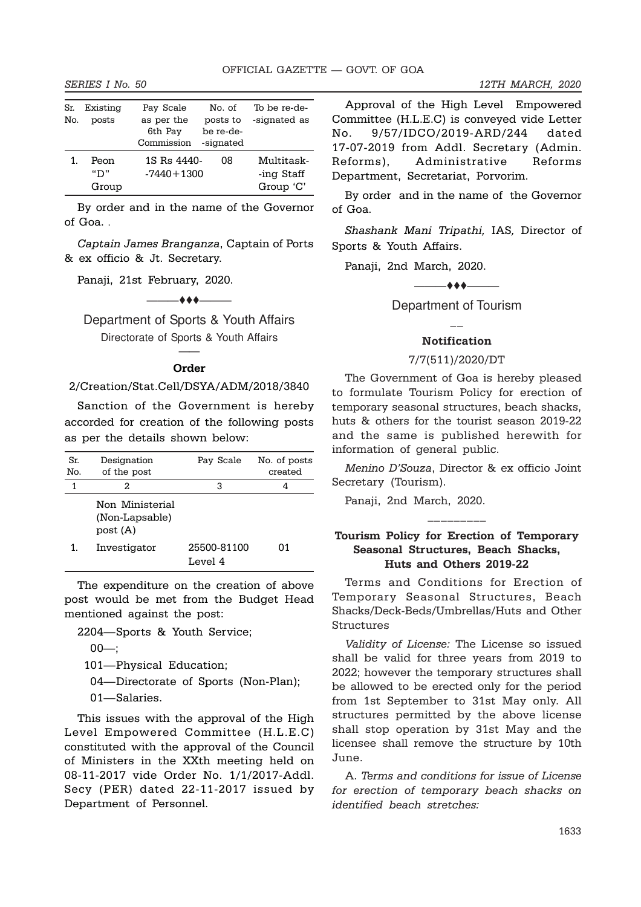| Sr. No. | Existing posts | Pay Scale as per the 6th Pay Commission | No. of posts to be re-de--signated | To be re-de--signated as |
|---|---|---|---|---|
| 1. | Peon "D" Group | 1S Rs 4440--7440+1300 | 08 | Multitask--ing Staff Group 'C' |

By order and in the name of the Governor of Goa. .

*Captain James Branganza*, Captain of Ports & ex officio & Jt. Secretary.

Panaji, 21st February, 2020.

———♦♦♦———

## Department of Sports & Youth Affairs

### Directorate of Sports & Youth Affairs

### Order

2/Creation/Stat.Cell/DSYA/ADM/2018/3840

Sanction of the Government is hereby accorded for creation of the following posts as per the details shown below:

| Sr. No. | Designation of the post | Pay Scale | No. of posts created |
|---|---|---|---|
| 1 | 2 | 3 | 4 |
| | Non Ministerial (Non-Lapsable) post (A) | | |
| 1. | Investigator | 25500-81100 Level 4 | 01 |

The expenditure on the creation of above post would be met from the Budget Head mentioned against the post:

2204—Sports & Youth Service;

00—;

101—Physical Education;

04—Directorate of Sports (Non-Plan);

01—Salaries.

This issues with the approval of the High Level Empowered Committee (H.L.E.C) constituted with the approval of the Council of Ministers in the XXth meeting held on 08-11-2017 vide Order No. 1/1/2017-Addl. Secy (PER) dated 22-11-2017 issued by Department of Personnel.

Approval of the High Level Empowered Committee (H.L.E.C) is conveyed vide Letter No. 9/57/IDCO/2019-ARD/244 dated 17-07-2019 from Addl. Secretary (Admin. Reforms), Administrative Reforms Department, Secretariat, Porvorim.

By order and in the name of the Governor of Goa.

*Shashank Mani Tripathi,* IAS*,* Director of Sports & Youth Affairs.

Panaji, 2nd March, 2020.

———♦♦♦———

## Department of Tourism

### Notification

7/7(511)/2020/DT

The Government of Goa is hereby pleased to formulate Tourism Policy for erection of temporary seasonal structures, beach shacks, huts & others for the tourist season 2019-22 and the same is published herewith for information of general public.

*Menino D'Souza*, Director & ex officio Joint Secretary (Tourism).

Panaji, 2nd March, 2020.

\_\_\_\_\_\_\_\_\_

### Tourism Policy for Erection of Temporary Seasonal Structures, Beach Shacks, Huts and Others 2019-22

Terms and Conditions for Erection of Temporary Seasonal Structures, Beach Shacks/Deck-Beds/Umbrellas/Huts and Other Structures

*Validity of License:* The License so issued shall be valid for three years from 2019 to 2022; however the temporary structures shall be allowed to be erected only for the period from 1st September to 31st May only. All structures permitted by the above license shall stop operation by 31st May and the licensee shall remove the structure by 10th June.

A. *Terms and conditions for issue of License for erection of temporary beach shacks on identified beach stretches:*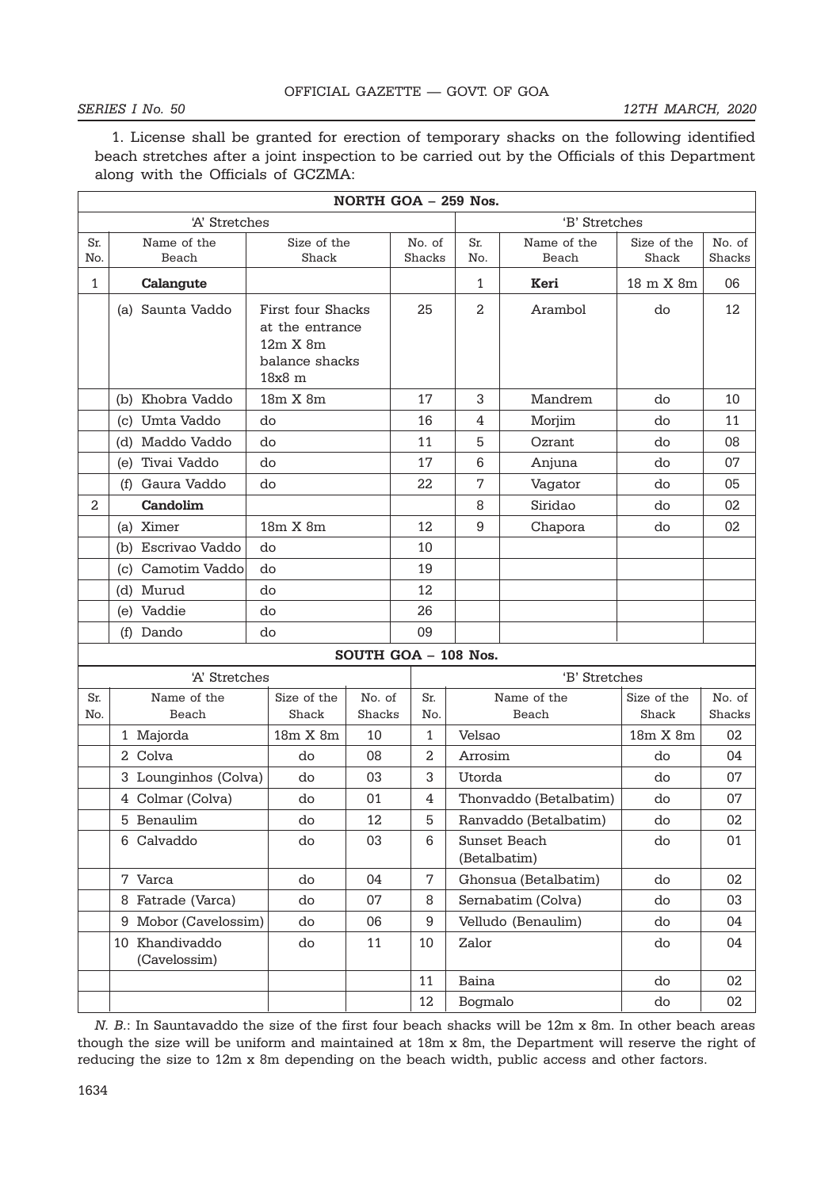1. License shall be granted for erection of temporary shacks on the following identified beach stretches after a joint inspection to be carried out by the Officials of this Department along with the Officials of GCZMA:

| NORTH GOA – 259 Nos. | | | | | | | |
|---|---|---|---|---|---|---|---|
| 'A' Stretches | | | | 'B' Stretches | | | |
| Sr. No. | Name of the Beach | Size of the Shack | No. of Shacks | Sr. No. | Name of the Beach | Size of the Shack | No. of Shacks |
| 1 | **Calangute** | | | 1 | **Keri** | 18 m X 8m | 06 |
| | (a) Saunta Vaddo | First four Shacks at the entrance 12m X 8m balance shacks 18x8 m | 25 | 2 | Arambol | do | 12 |
| | (b) Khobra Vaddo | 18m X 8m | 17 | 3 | Mandrem | do | 10 |
| | (c) Umta Vaddo | do | 16 | 4 | Morjim | do | 11 |
| | (d) Maddo Vaddo | do | 11 | 5 | Ozrant | do | 08 |
| | (e) Tivai Vaddo | do | 17 | 6 | Anjuna | do | 07 |
| | (f) Gaura Vaddo | do | 22 | 7 | Vagator | do | 05 |
| 2 | **Candolim** | | | 8 | Siridao | do | 02 |
| | (a) Ximer | 18m X 8m | 12 | 9 | Chapora | do | 02 |
| | (b) Escrivao Vaddo | do | 10 | | | | |
| | (c) Camotim Vaddo | do | 19 | | | | |
| | (d) Murud | do | 12 | | | | |
| | (e) Vaddie | do | 26 | | | | |
| | (f) Dando | do | 09 | | | | |

| SOUTH GOA – 108 Nos. | | | | | | | |
|---|---|---|---|---|---|---|---|
| 'A' Stretches | | | | 'B' Stretches | | | |
| Sr. No. | Name of the Beach | Size of the Shack | No. of Shacks | Sr. No. | Name of the Beach | Size of the Shack | No. of Shacks |
| | 1 Majorda | 18m X 8m | 10 | 1 | Velsao | 18m X 8m | 02 |
| | 2 Colva | do | 08 | 2 | Arrosim | do | 04 |
| | 3 Lounginhos (Colva) | do | 03 | 3 | Utorda | do | 07 |
| | 4 Colmar (Colva) | do | 01 | 4 | Thonvaddo (Betalbatim) | do | 07 |
| | 5 Benaulim | do | 12 | 5 | Ranvaddo (Betalbatim) | do | 02 |
| | 6 Calvaddo | do | 03 | 6 | Sunset Beach (Betalbatim) | do | 01 |
| | 7 Varca | do | 04 | 7 | Ghonsua (Betalbatim) | do | 02 |
| | 8 Fatrade (Varca) | do | 07 | 8 | Sernabatim (Colva) | do | 03 |
| | 9 Mobor (Cavelossim) | do | 06 | 9 | Velludo (Benaulim) | do | 04 |
| | 10 Khandivaddo (Cavelossim) | do | 11 | 10 | Zalor | do | 04 |
| | | | | 11 | Baina | do | 02 |
| | | | | 12 | Bogmalo | do | 02 |

*N. B.*: In Sauntavaddo the size of the first four beach shacks will be 12m x 8m. In other beach areas though the size will be uniform and maintained at 18m x 8m, the Department will reserve the right of reducing the size to 12m x 8m depending on the beach width, public access and other factors.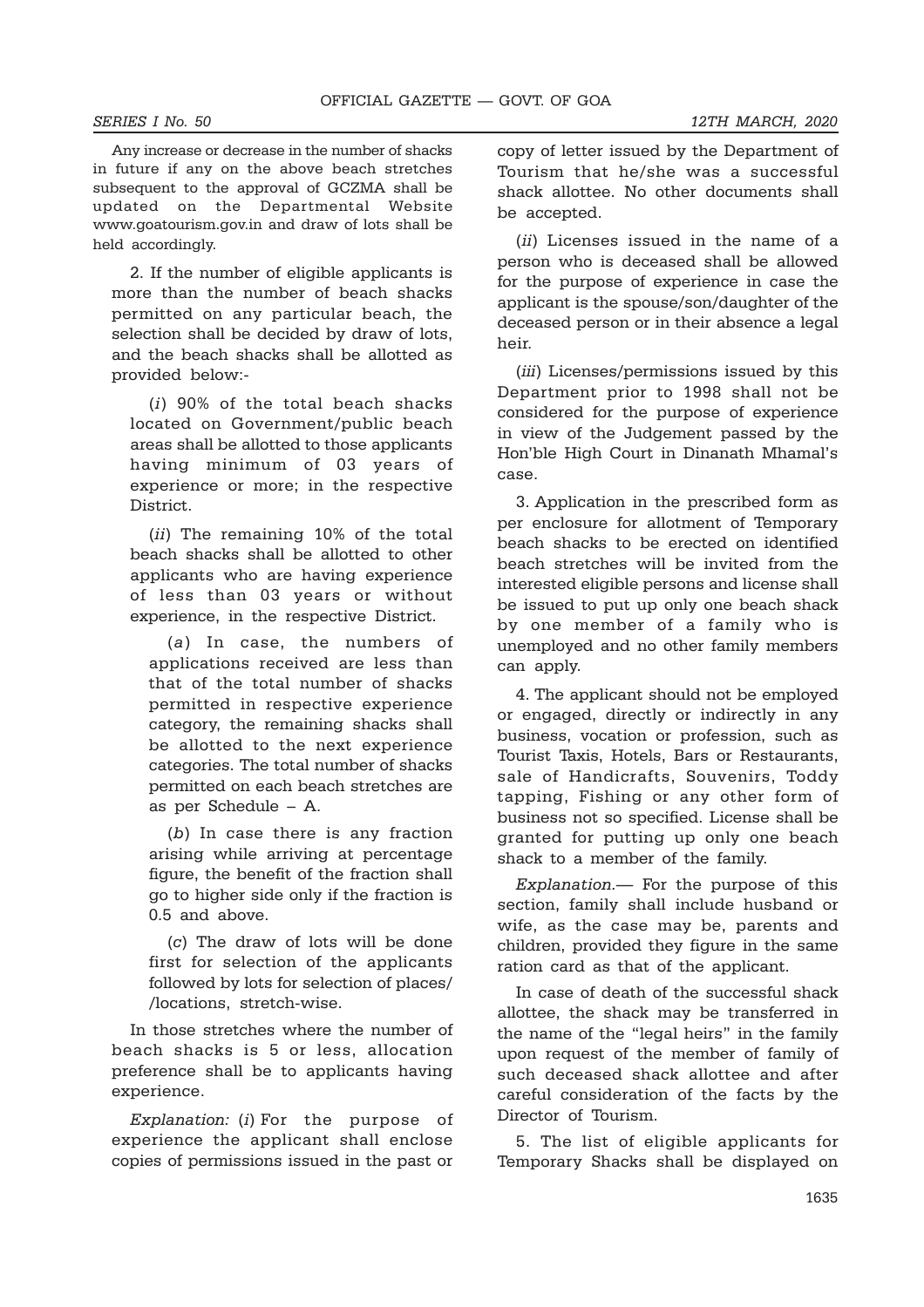Any increase or decrease in the number of shacks in future if any on the above beach stretches subsequent to the approval of GCZMA shall be updated on the Departmental Website www.goatourism.gov.in and draw of lots shall be held accordingly.

2. If the number of eligible applicants is more than the number of beach shacks permitted on any particular beach, the selection shall be decided by draw of lots, and the beach shacks shall be allotted as provided below:-

(*i*) 90% of the total beach shacks located on Government/public beach areas shall be allotted to those applicants having minimum of 03 years of experience or more; in the respective District.

(*ii*) The remaining 10% of the total beach shacks shall be allotted to other applicants who are having experience of less than 03 years or without experience, in the respective District.

(*a*) In case, the numbers of applications received are less than that of the total number of shacks permitted in respective experience category, the remaining shacks shall be allotted to the next experience categories. The total number of shacks permitted on each beach stretches are as per Schedule – A.

(*b*) In case there is any fraction arising while arriving at percentage figure, the benefit of the fraction shall go to higher side only if the fraction is 0.5 and above.

(*c*) The draw of lots will be done first for selection of the applicants followed by lots for selection of places/ /locations, stretch-wise.

In those stretches where the number of beach shacks is 5 or less, allocation preference shall be to applicants having experience.

*Explanation:* (*i*) For the purpose of experience the applicant shall enclose copies of permissions issued in the past or copy of letter issued by the Department of Tourism that he/she was a successful shack allottee. No other documents shall be accepted.

(*ii*) Licenses issued in the name of a person who is deceased shall be allowed for the purpose of experience in case the applicant is the spouse/son/daughter of the deceased person or in their absence a legal heir.

(*iii*) Licenses/permissions issued by this Department prior to 1998 shall not be considered for the purpose of experience in view of the Judgement passed by the Hon'ble High Court in Dinanath Mhamal's case.

3. Application in the prescribed form as per enclosure for allotment of Temporary beach shacks to be erected on identified beach stretches will be invited from the interested eligible persons and license shall be issued to put up only one beach shack by one member of a family who is unemployed and no other family members can apply.

4. The applicant should not be employed or engaged, directly or indirectly in any business, vocation or profession, such as Tourist Taxis, Hotels, Bars or Restaurants, sale of Handicrafts, Souvenirs, Toddy tapping, Fishing or any other form of business not so specified. License shall be granted for putting up only one beach shack to a member of the family.

*Explanation.*— For the purpose of this section, family shall include husband or wife, as the case may be, parents and children, provided they figure in the same ration card as that of the applicant.

In case of death of the successful shack allottee, the shack may be transferred in the name of the "legal heirs" in the family upon request of the member of family of such deceased shack allottee and after careful consideration of the facts by the Director of Tourism.

5. The list of eligible applicants for Temporary Shacks shall be displayed on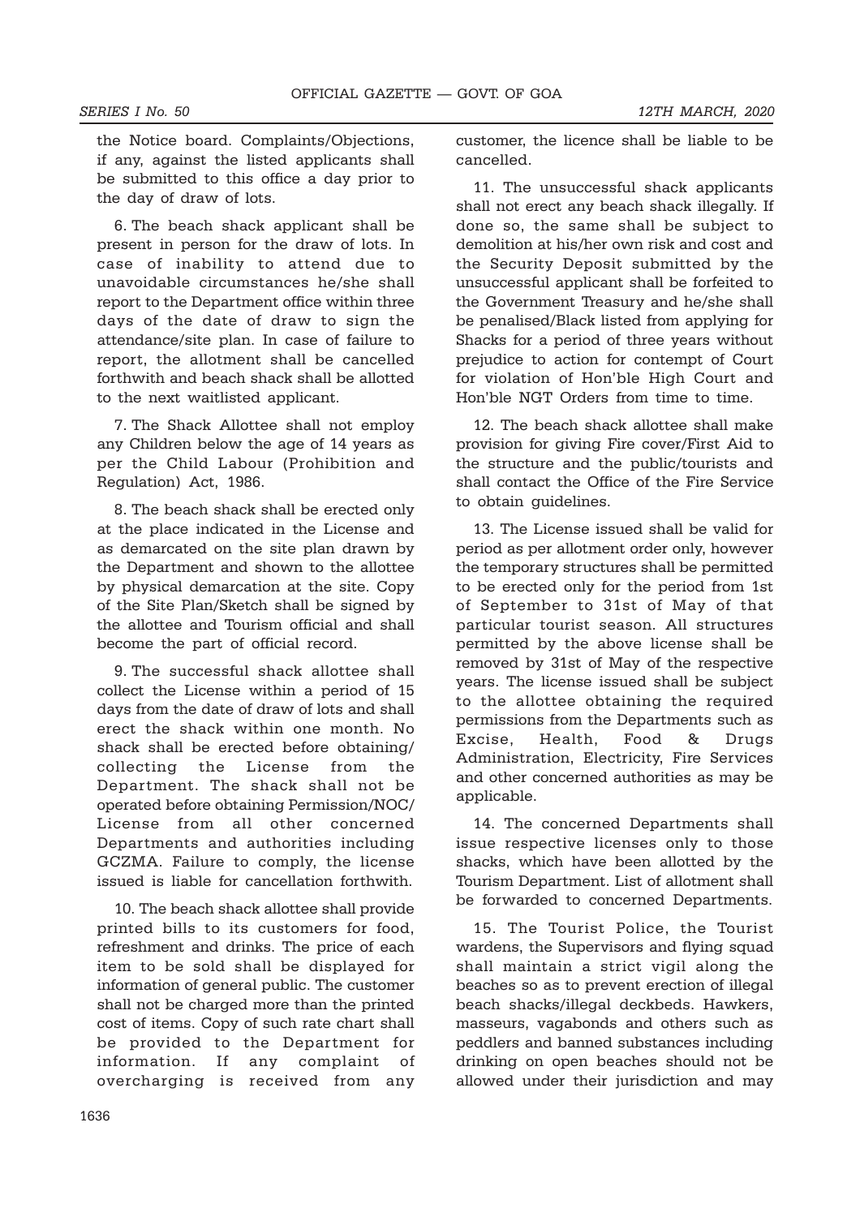the Notice board. Complaints/Objections, if any, against the listed applicants shall be submitted to this office a day prior to the day of draw of lots.

6. The beach shack applicant shall be present in person for the draw of lots. In case of inability to attend due to unavoidable circumstances he/she shall report to the Department office within three days of the date of draw to sign the attendance/site plan. In case of failure to report, the allotment shall be cancelled forthwith and beach shack shall be allotted to the next waitlisted applicant.

7. The Shack Allottee shall not employ any Children below the age of 14 years as per the Child Labour (Prohibition and Regulation) Act, 1986.

8. The beach shack shall be erected only at the place indicated in the License and as demarcated on the site plan drawn by the Department and shown to the allottee by physical demarcation at the site. Copy of the Site Plan/Sketch shall be signed by the allottee and Tourism official and shall become the part of official record.

9. The successful shack allottee shall collect the License within a period of 15 days from the date of draw of lots and shall erect the shack within one month. No shack shall be erected before obtaining/ collecting the License from the Department. The shack shall not be operated before obtaining Permission/NOC/ License from all other concerned Departments and authorities including GCZMA. Failure to comply, the license issued is liable for cancellation forthwith.

10. The beach shack allottee shall provide printed bills to its customers for food, refreshment and drinks. The price of each item to be sold shall be displayed for information of general public. The customer shall not be charged more than the printed cost of items. Copy of such rate chart shall be provided to the Department for information. If any complaint of overcharging is received from any customer, the licence shall be liable to be cancelled.

11. The unsuccessful shack applicants shall not erect any beach shack illegally. If done so, the same shall be subject to demolition at his/her own risk and cost and the Security Deposit submitted by the unsuccessful applicant shall be forfeited to the Government Treasury and he/she shall be penalised/Black listed from applying for Shacks for a period of three years without prejudice to action for contempt of Court for violation of Hon'ble High Court and Hon'ble NGT Orders from time to time.

12. The beach shack allottee shall make provision for giving Fire cover/First Aid to the structure and the public/tourists and shall contact the Office of the Fire Service to obtain guidelines.

13. The License issued shall be valid for period as per allotment order only, however the temporary structures shall be permitted to be erected only for the period from 1st of September to 31st of May of that particular tourist season. All structures permitted by the above license shall be removed by 31st of May of the respective years. The license issued shall be subject to the allottee obtaining the required permissions from the Departments such as Excise, Health, Food & Drugs Administration, Electricity, Fire Services and other concerned authorities as may be applicable.

14. The concerned Departments shall issue respective licenses only to those shacks, which have been allotted by the Tourism Department. List of allotment shall be forwarded to concerned Departments.

15. The Tourist Police, the Tourist wardens, the Supervisors and flying squad shall maintain a strict vigil along the beaches so as to prevent erection of illegal beach shacks/illegal deckbeds. Hawkers, masseurs, vagabonds and others such as peddlers and banned substances including drinking on open beaches should not be allowed under their jurisdiction and may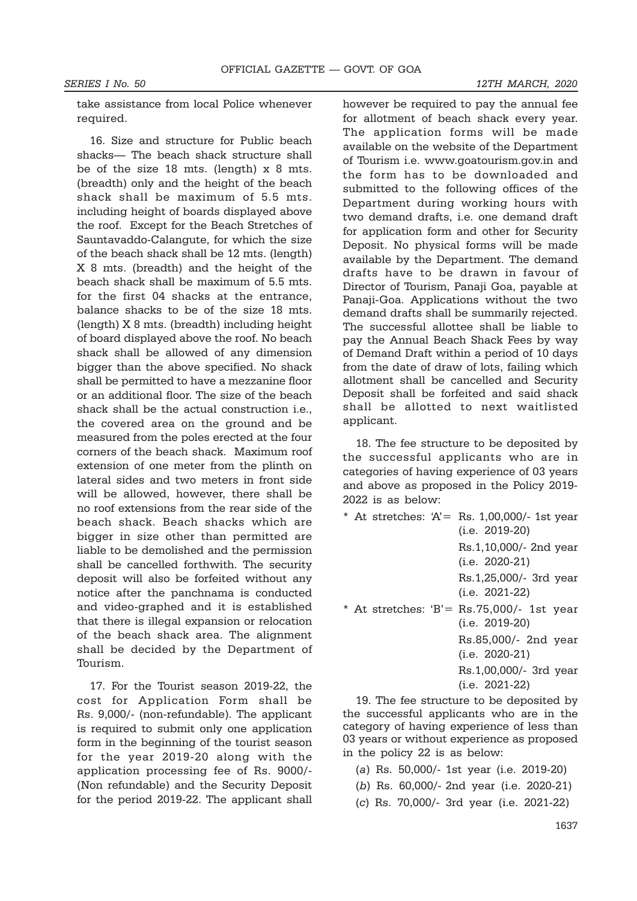take assistance from local Police whenever required.

16. Size and structure for Public beach shacks— The beach shack structure shall be of the size 18 mts. (length) x 8 mts. (breadth) only and the height of the beach shack shall be maximum of 5.5 mts. including height of boards displayed above the roof. Except for the Beach Stretches of Sauntavaddo-Calangute, for which the size of the beach shack shall be 12 mts. (length) X 8 mts. (breadth) and the height of the beach shack shall be maximum of 5.5 mts. for the first 04 shacks at the entrance, balance shacks to be of the size 18 mts. (length) X 8 mts. (breadth) including height of board displayed above the roof. No beach shack shall be allowed of any dimension bigger than the above specified. No shack shall be permitted to have a mezzanine floor or an additional floor. The size of the beach shack shall be the actual construction i.e., the covered area on the ground and be measured from the poles erected at the four corners of the beach shack. Maximum roof extension of one meter from the plinth on lateral sides and two meters in front side will be allowed, however, there shall be no roof extensions from the rear side of the beach shack. Beach shacks which are bigger in size other than permitted are liable to be demolished and the permission shall be cancelled forthwith. The security deposit will also be forfeited without any notice after the panchnama is conducted and video-graphed and it is established that there is illegal expansion or relocation of the beach shack area. The alignment shall be decided by the Department of Tourism.

17. For the Tourist season 2019-22, the cost for Application Form shall be Rs. 9,000/- (non-refundable). The applicant is required to submit only one application form in the beginning of the tourist season for the year 2019-20 along with the application processing fee of Rs. 9000/- (Non refundable) and the Security Deposit for the period 2019-22. The applicant shall however be required to pay the annual fee for allotment of beach shack every year. The application forms will be made available on the website of the Department of Tourism i.e. www.goatourism.gov.in and the form has to be downloaded and submitted to the following offices of the Department during working hours with two demand drafts, i.e. one demand draft for application form and other for Security Deposit. No physical forms will be made available by the Department. The demand drafts have to be drawn in favour of Director of Tourism, Panaji Goa, payable at Panaji-Goa. Applications without the two demand drafts shall be summarily rejected. The successful allottee shall be liable to pay the Annual Beach Shack Fees by way of Demand Draft within a period of 10 days from the date of draw of lots, failing which allotment shall be cancelled and Security Deposit shall be forfeited and said shack shall be allotted to next waitlisted applicant.

18. The fee structure to be deposited by the successful applicants who are in categories of having experience of 03 years and above as proposed in the Policy 2019-2022 is as below:

* At stretches: 'A'= Rs. 1,00,000/- 1st year (i.e. 2019-20)
  Rs.1,10,000/- 2nd year (i.e. 2020-21)
  Rs.1,25,000/- 3rd year (i.e. 2021-22)
* At stretches: 'B'= Rs.75,000/- 1st year (i.e. 2019-20)
  Rs.85,000/- 2nd year (i.e. 2020-21)
  Rs.1,00,000/- 3rd year (i.e. 2021-22)

19. The fee structure to be deposited by the successful applicants who are in the category of having experience of less than 03 years or without experience as proposed in the policy 22 is as below:

(*a*) Rs. 50,000/- 1st year (i.e. 2019-20)

(*b*) Rs. 60,000/- 2nd year (i.e. 2020-21)

(*c*) Rs. 70,000/- 3rd year (i.e. 2021-22)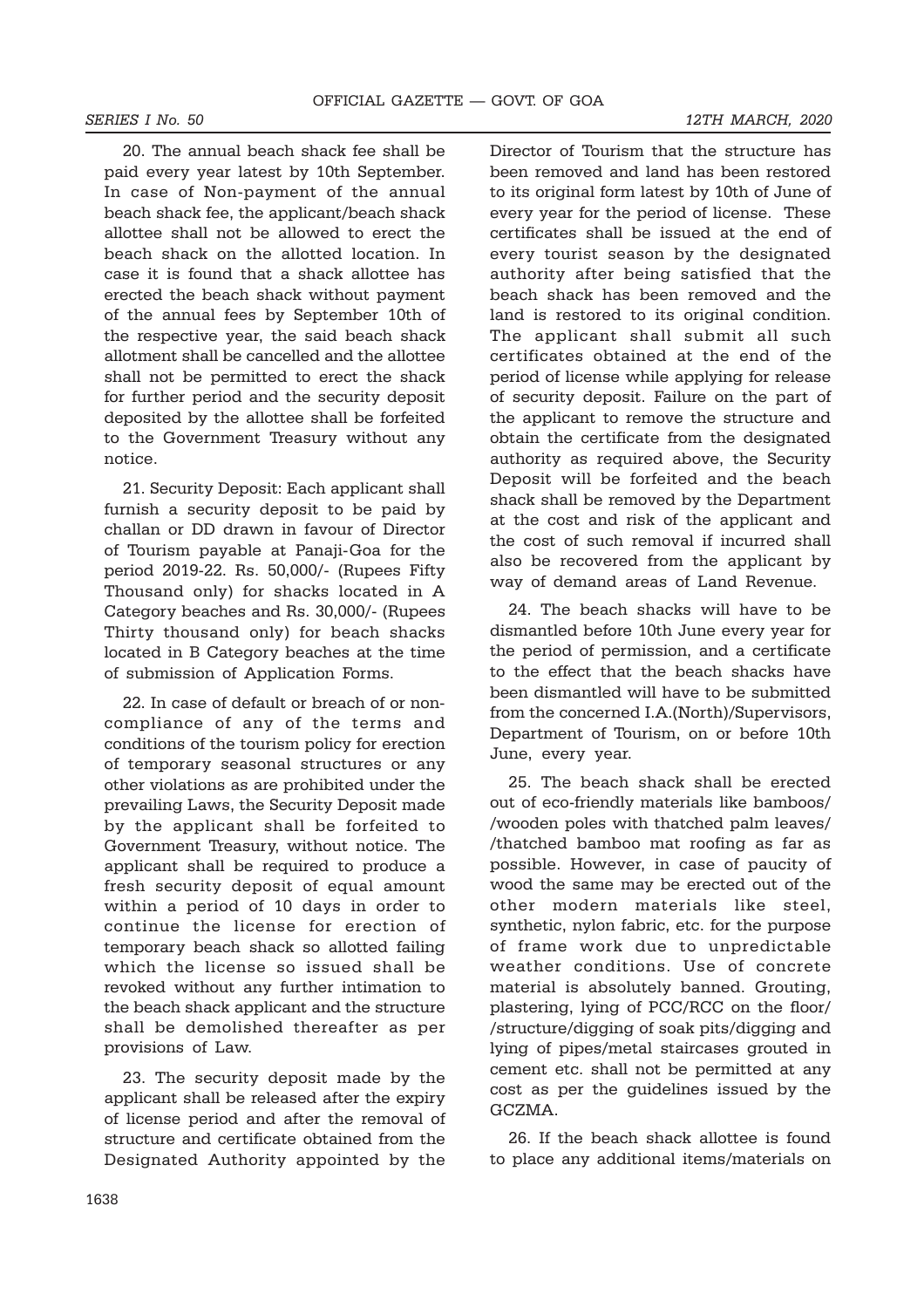20. The annual beach shack fee shall be paid every year latest by 10th September. In case of Non-payment of the annual beach shack fee, the applicant/beach shack allottee shall not be allowed to erect the beach shack on the allotted location. In case it is found that a shack allottee has erected the beach shack without payment of the annual fees by September 10th of the respective year, the said beach shack allotment shall be cancelled and the allottee shall not be permitted to erect the shack for further period and the security deposit deposited by the allottee shall be forfeited to the Government Treasury without any notice.

21. Security Deposit: Each applicant shall furnish a security deposit to be paid by challan or DD drawn in favour of Director of Tourism payable at Panaji-Goa for the period 2019-22. Rs. 50,000/- (Rupees Fifty Thousand only) for shacks located in A Category beaches and Rs. 30,000/- (Rupees Thirty thousand only) for beach shacks located in B Category beaches at the time of submission of Application Forms.

22. In case of default or breach of or non-compliance of any of the terms and conditions of the tourism policy for erection of temporary seasonal structures or any other violations as are prohibited under the prevailing Laws, the Security Deposit made by the applicant shall be forfeited to Government Treasury, without notice. The applicant shall be required to produce a fresh security deposit of equal amount within a period of 10 days in order to continue the license for erection of temporary beach shack so allotted failing which the license so issued shall be revoked without any further intimation to the beach shack applicant and the structure shall be demolished thereafter as per provisions of Law.

23. The security deposit made by the applicant shall be released after the expiry of license period and after the removal of structure and certificate obtained from the Designated Authority appointed by the Director of Tourism that the structure has been removed and land has been restored to its original form latest by 10th of June of every year for the period of license. These certificates shall be issued at the end of every tourist season by the designated authority after being satisfied that the beach shack has been removed and the land is restored to its original condition. The applicant shall submit all such certificates obtained at the end of the period of license while applying for release of security deposit. Failure on the part of the applicant to remove the structure and obtain the certificate from the designated authority as required above, the Security Deposit will be forfeited and the beach shack shall be removed by the Department at the cost and risk of the applicant and the cost of such removal if incurred shall also be recovered from the applicant by way of demand areas of Land Revenue.

24. The beach shacks will have to be dismantled before 10th June every year for the period of permission, and a certificate to the effect that the beach shacks have been dismantled will have to be submitted from the concerned I.A.(North)/Supervisors, Department of Tourism, on or before 10th June, every year.

25. The beach shack shall be erected out of eco-friendly materials like bamboos/ /wooden poles with thatched palm leaves/ /thatched bamboo mat roofing as far as possible. However, in case of paucity of wood the same may be erected out of the other modern materials like steel, synthetic, nylon fabric, etc. for the purpose of frame work due to unpredictable weather conditions. Use of concrete material is absolutely banned. Grouting, plastering, lying of PCC/RCC on the floor/ /structure/digging of soak pits/digging and lying of pipes/metal staircases grouted in cement etc. shall not be permitted at any cost as per the guidelines issued by the GCZMA.

26. If the beach shack allottee is found to place any additional items/materials on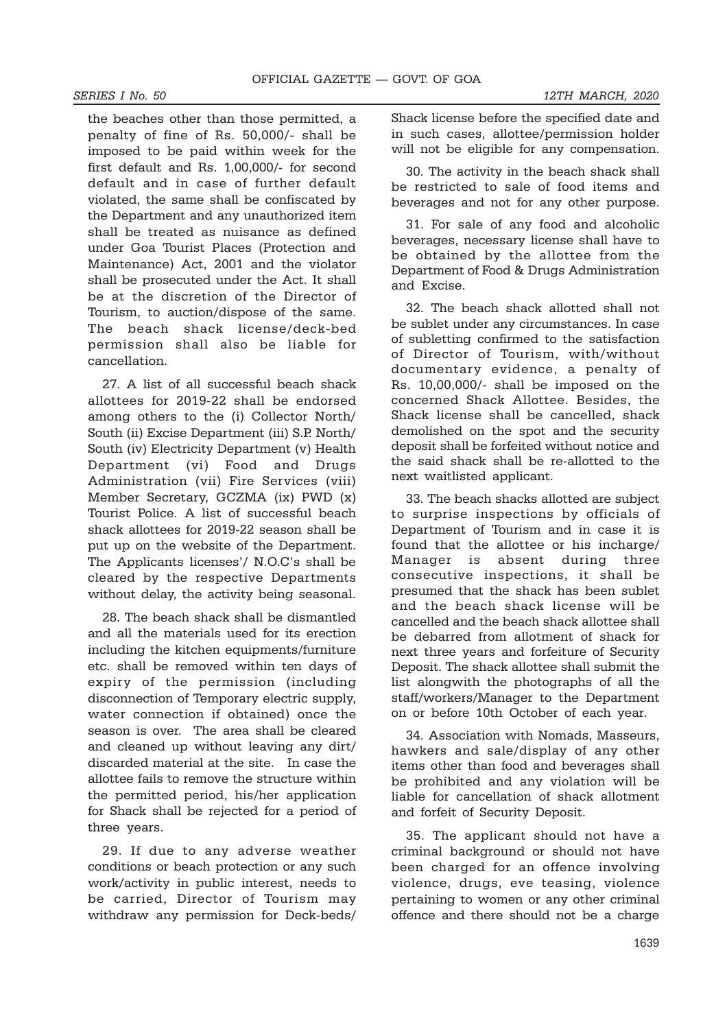the beaches other than those permitted, a penalty of fine of Rs. 50,000/- shall be imposed to be paid within week for the first default and Rs. 1,00,000/- for second default and in case of further default violated, the same shall be confiscated by the Department and any unauthorized item shall be treated as nuisance as defined under Goa Tourist Places (Protection and Maintenance) Act, 2001 and the violator shall be prosecuted under the Act. It shall be at the discretion of the Director of Tourism, to auction/dispose of the same. The beach shack license/deck-bed permission shall also be liable for cancellation.

27. A list of all successful beach shack allottees for 2019-22 shall be endorsed among others to the (i) Collector North/ South (ii) Excise Department (iii) S.P. North/ South (iv) Electricity Department (v) Health Department (vi) Food and Drugs Administration (vii) Fire Services (viii) Member Secretary, GCZMA (ix) PWD (x) Tourist Police. A list of successful beach shack allottees for 2019-22 season shall be put up on the website of the Department. The Applicants licenses'/ N.O.C's shall be cleared by the respective Departments without delay, the activity being seasonal.

28. The beach shack shall be dismantled and all the materials used for its erection including the kitchen equipments/furniture etc. shall be removed within ten days of expiry of the permission (including disconnection of Temporary electric supply, water connection if obtained) once the season is over. The area shall be cleared and cleaned up without leaving any dirt/ discarded material at the site. In case the allottee fails to remove the structure within the permitted period, his/her application for Shack shall be rejected for a period of three years.

29. If due to any adverse weather conditions or beach protection or any such work/activity in public interest, needs to be carried, Director of Tourism may withdraw any permission for Deck-beds/ Shack license before the specified date and in such cases, allottee/permission holder will not be eligible for any compensation.

30. The activity in the beach shack shall be restricted to sale of food items and beverages and not for any other purpose.

31. For sale of any food and alcoholic beverages, necessary license shall have to be obtained by the allottee from the Department of Food & Drugs Administration and Excise.

32. The beach shack allotted shall not be sublet under any circumstances. In case of subletting confirmed to the satisfaction of Director of Tourism, with/without documentary evidence, a penalty of Rs. 10,00,000/- shall be imposed on the concerned Shack Allottee. Besides, the Shack license shall be cancelled, shack demolished on the spot and the security deposit shall be forfeited without notice and the said shack shall be re-allotted to the next waitlisted applicant.

33. The beach shacks allotted are subject to surprise inspections by officials of Department of Tourism and in case it is found that the allottee or his incharge/ Manager is absent during three consecutive inspections, it shall be presumed that the shack has been sublet and the beach shack license will be cancelled and the beach shack allottee shall be debarred from allotment of shack for next three years and forfeiture of Security Deposit. The shack allottee shall submit the list alongwith the photographs of all the staff/workers/Manager to the Department on or before 10th October of each year.

34. Association with Nomads, Masseurs, hawkers and sale/display of any other items other than food and beverages shall be prohibited and any violation will be liable for cancellation of shack allotment and forfeit of Security Deposit.

35. The applicant should not have a criminal background or should not have been charged for an offence involving violence, drugs, eve teasing, violence pertaining to women or any other criminal offence and there should not be a charge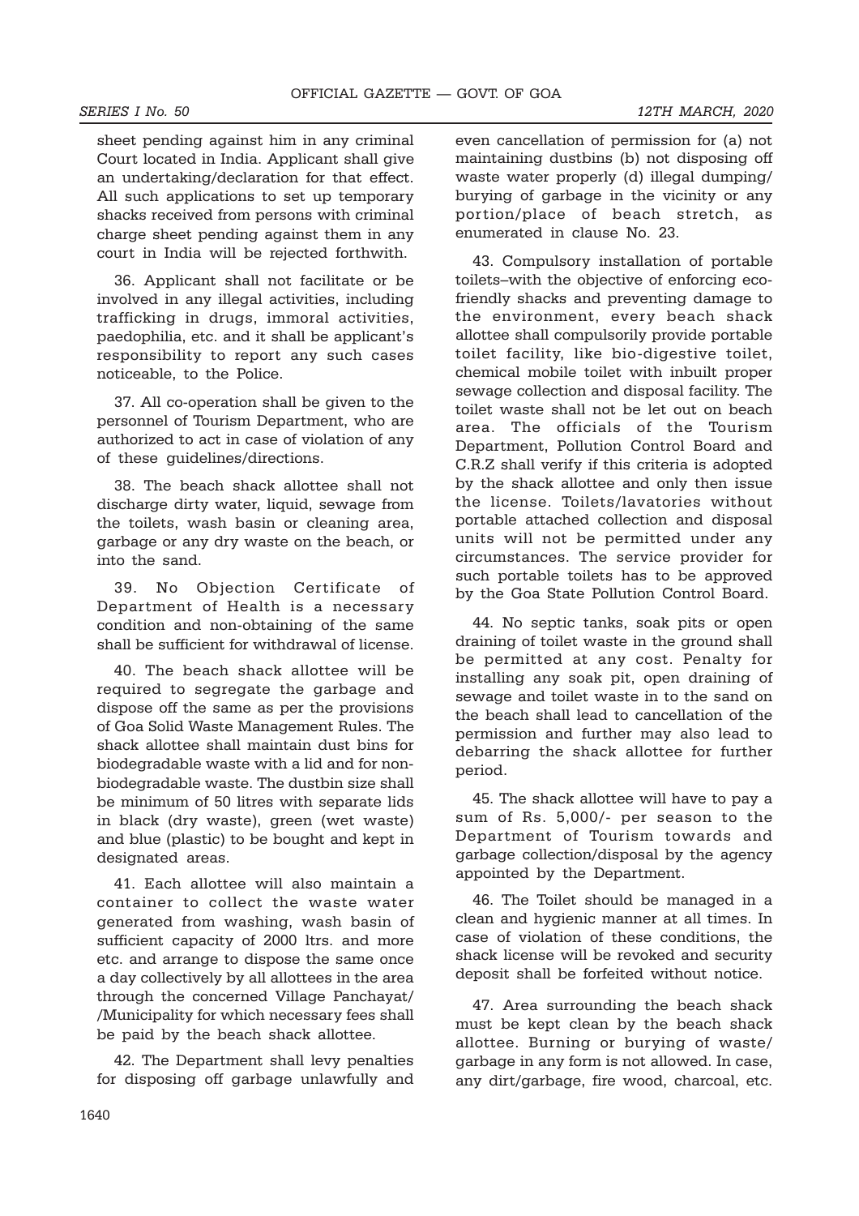sheet pending against him in any criminal Court located in India. Applicant shall give an undertaking/declaration for that effect. All such applications to set up temporary shacks received from persons with criminal charge sheet pending against them in any court in India will be rejected forthwith.

36. Applicant shall not facilitate or be involved in any illegal activities, including trafficking in drugs, immoral activities, paedophilia, etc. and it shall be applicant's responsibility to report any such cases noticeable, to the Police.

37. All co-operation shall be given to the personnel of Tourism Department, who are authorized to act in case of violation of any of these guidelines/directions.

38. The beach shack allottee shall not discharge dirty water, liquid, sewage from the toilets, wash basin or cleaning area, garbage or any dry waste on the beach, or into the sand.

39. No Objection Certificate of Department of Health is a necessary condition and non-obtaining of the same shall be sufficient for withdrawal of license.

40. The beach shack allottee will be required to segregate the garbage and dispose off the same as per the provisions of Goa Solid Waste Management Rules. The shack allottee shall maintain dust bins for biodegradable waste with a lid and for non-biodegradable waste. The dustbin size shall be minimum of 50 litres with separate lids in black (dry waste), green (wet waste) and blue (plastic) to be bought and kept in designated areas.

41. Each allottee will also maintain a container to collect the waste water generated from washing, wash basin of sufficient capacity of 2000 ltrs. and more etc. and arrange to dispose the same once a day collectively by all allottees in the area through the concerned Village Panchayat/ /Municipality for which necessary fees shall be paid by the beach shack allottee.

42. The Department shall levy penalties for disposing off garbage unlawfully and even cancellation of permission for (a) not maintaining dustbins (b) not disposing off waste water properly (d) illegal dumping/ burying of garbage in the vicinity or any portion/place of beach stretch, as enumerated in clause No. 23.

43. Compulsory installation of portable toilets–with the objective of enforcing eco-friendly shacks and preventing damage to the environment, every beach shack allottee shall compulsorily provide portable toilet facility, like bio-digestive toilet, chemical mobile toilet with inbuilt proper sewage collection and disposal facility. The toilet waste shall not be let out on beach area. The officials of the Tourism Department, Pollution Control Board and C.R.Z shall verify if this criteria is adopted by the shack allottee and only then issue the license. Toilets/lavatories without portable attached collection and disposal units will not be permitted under any circumstances. The service provider for such portable toilets has to be approved by the Goa State Pollution Control Board.

44. No septic tanks, soak pits or open draining of toilet waste in the ground shall be permitted at any cost. Penalty for installing any soak pit, open draining of sewage and toilet waste in to the sand on the beach shall lead to cancellation of the permission and further may also lead to debarring the shack allottee for further period.

45. The shack allottee will have to pay a sum of Rs. 5,000/- per season to the Department of Tourism towards and garbage collection/disposal by the agency appointed by the Department.

46. The Toilet should be managed in a clean and hygienic manner at all times. In case of violation of these conditions, the shack license will be revoked and security deposit shall be forfeited without notice.

47. Area surrounding the beach shack must be kept clean by the beach shack allottee. Burning or burying of waste/ garbage in any form is not allowed. In case, any dirt/garbage, fire wood, charcoal, etc.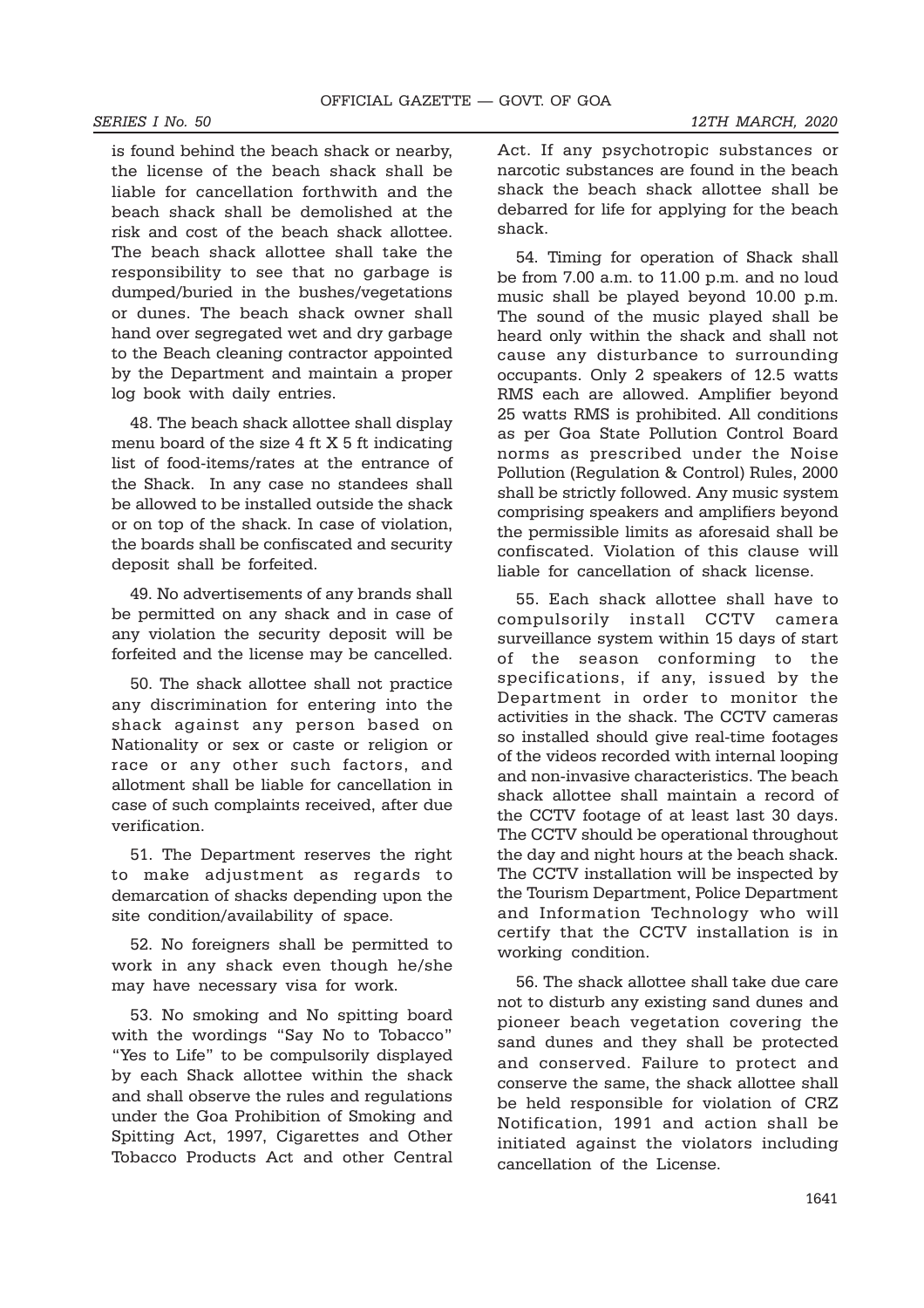is found behind the beach shack or nearby, the license of the beach shack shall be liable for cancellation forthwith and the beach shack shall be demolished at the risk and cost of the beach shack allottee. The beach shack allottee shall take the responsibility to see that no garbage is dumped/buried in the bushes/vegetations or dunes. The beach shack owner shall hand over segregated wet and dry garbage to the Beach cleaning contractor appointed by the Department and maintain a proper log book with daily entries.

48. The beach shack allottee shall display menu board of the size 4 ft X 5 ft indicating list of food-items/rates at the entrance of the Shack. In any case no standees shall be allowed to be installed outside the shack or on top of the shack. In case of violation, the boards shall be confiscated and security deposit shall be forfeited.

49. No advertisements of any brands shall be permitted on any shack and in case of any violation the security deposit will be forfeited and the license may be cancelled.

50. The shack allottee shall not practice any discrimination for entering into the shack against any person based on Nationality or sex or caste or religion or race or any other such factors, and allotment shall be liable for cancellation in case of such complaints received, after due verification.

51. The Department reserves the right to make adjustment as regards to demarcation of shacks depending upon the site condition/availability of space.

52. No foreigners shall be permitted to work in any shack even though he/she may have necessary visa for work.

53. No smoking and No spitting board with the wordings "Say No to Tobacco" "Yes to Life" to be compulsorily displayed by each Shack allottee within the shack and shall observe the rules and regulations under the Goa Prohibition of Smoking and Spitting Act, 1997, Cigarettes and Other Tobacco Products Act and other Central Act. If any psychotropic substances or narcotic substances are found in the beach shack the beach shack allottee shall be debarred for life for applying for the beach shack.

54. Timing for operation of Shack shall be from 7.00 a.m. to 11.00 p.m. and no loud music shall be played beyond 10.00 p.m. The sound of the music played shall be heard only within the shack and shall not cause any disturbance to surrounding occupants. Only 2 speakers of 12.5 watts RMS each are allowed. Amplifier beyond 25 watts RMS is prohibited. All conditions as per Goa State Pollution Control Board norms as prescribed under the Noise Pollution (Regulation & Control) Rules, 2000 shall be strictly followed. Any music system comprising speakers and amplifiers beyond the permissible limits as aforesaid shall be confiscated. Violation of this clause will liable for cancellation of shack license.

55. Each shack allottee shall have to compulsorily install CCTV camera surveillance system within 15 days of start of the season conforming to the specifications, if any, issued by the Department in order to monitor the activities in the shack. The CCTV cameras so installed should give real-time footages of the videos recorded with internal looping and non-invasive characteristics. The beach shack allottee shall maintain a record of the CCTV footage of at least last 30 days. The CCTV should be operational throughout the day and night hours at the beach shack. The CCTV installation will be inspected by the Tourism Department, Police Department and Information Technology who will certify that the CCTV installation is in working condition.

56. The shack allottee shall take due care not to disturb any existing sand dunes and pioneer beach vegetation covering the sand dunes and they shall be protected and conserved. Failure to protect and conserve the same, the shack allottee shall be held responsible for violation of CRZ Notification, 1991 and action shall be initiated against the violators including cancellation of the License.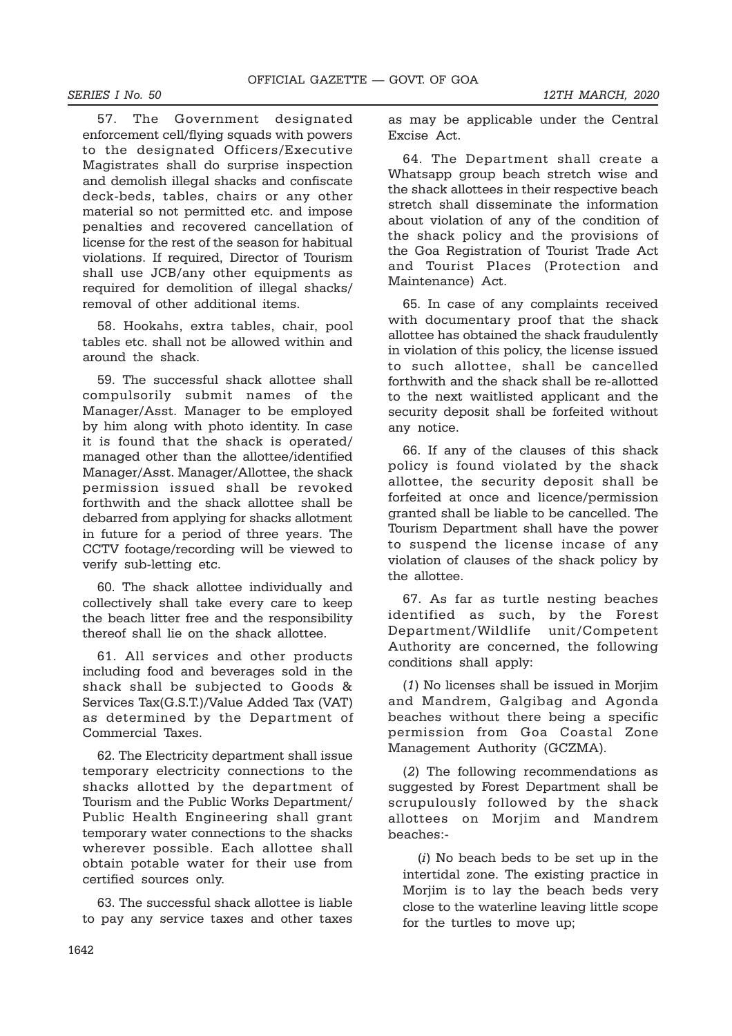57. The Government designated enforcement cell/flying squads with powers to the designated Officers/Executive Magistrates shall do surprise inspection and demolish illegal shacks and confiscate deck-beds, tables, chairs or any other material so not permitted etc. and impose penalties and recovered cancellation of license for the rest of the season for habitual violations. If required, Director of Tourism shall use JCB/any other equipments as required for demolition of illegal shacks/ removal of other additional items.

58. Hookahs, extra tables, chair, pool tables etc. shall not be allowed within and around the shack.

59. The successful shack allottee shall compulsorily submit names of the Manager/Asst. Manager to be employed by him along with photo identity. In case it is found that the shack is operated/ managed other than the allottee/identified Manager/Asst. Manager/Allottee, the shack permission issued shall be revoked forthwith and the shack allottee shall be debarred from applying for shacks allotment in future for a period of three years. The CCTV footage/recording will be viewed to verify sub-letting etc.

60. The shack allottee individually and collectively shall take every care to keep the beach litter free and the responsibility thereof shall lie on the shack allottee.

61. All services and other products including food and beverages sold in the shack shall be subjected to Goods & Services Tax(G.S.T.)/Value Added Tax (VAT) as determined by the Department of Commercial Taxes.

62. The Electricity department shall issue temporary electricity connections to the shacks allotted by the department of Tourism and the Public Works Department/ Public Health Engineering shall grant temporary water connections to the shacks wherever possible. Each allottee shall obtain potable water for their use from certified sources only.

63. The successful shack allottee is liable to pay any service taxes and other taxes as may be applicable under the Central Excise Act.

64. The Department shall create a Whatsapp group beach stretch wise and the shack allottees in their respective beach stretch shall disseminate the information about violation of any of the condition of the shack policy and the provisions of the Goa Registration of Tourist Trade Act and Tourist Places (Protection and Maintenance) Act.

65. In case of any complaints received with documentary proof that the shack allottee has obtained the shack fraudulently in violation of this policy, the license issued to such allottee, shall be cancelled forthwith and the shack shall be re-allotted to the next waitlisted applicant and the security deposit shall be forfeited without any notice.

66. If any of the clauses of this shack policy is found violated by the shack allottee, the security deposit shall be forfeited at once and licence/permission granted shall be liable to be cancelled. The Tourism Department shall have the power to suspend the license incase of any violation of clauses of the shack policy by the allottee.

67. As far as turtle nesting beaches identified as such, by the Forest Department/Wildlife unit/Competent Authority are concerned, the following conditions shall apply:

(*1*) No licenses shall be issued in Morjim and Mandrem, Galgibag and Agonda beaches without there being a specific permission from Goa Coastal Zone Management Authority (GCZMA).

(*2*) The following recommendations as suggested by Forest Department shall be scrupulously followed by the shack allottees on Morjim and Mandrem beaches:-

(*i*) No beach beds to be set up in the intertidal zone. The existing practice in Morjim is to lay the beach beds very close to the waterline leaving little scope for the turtles to move up;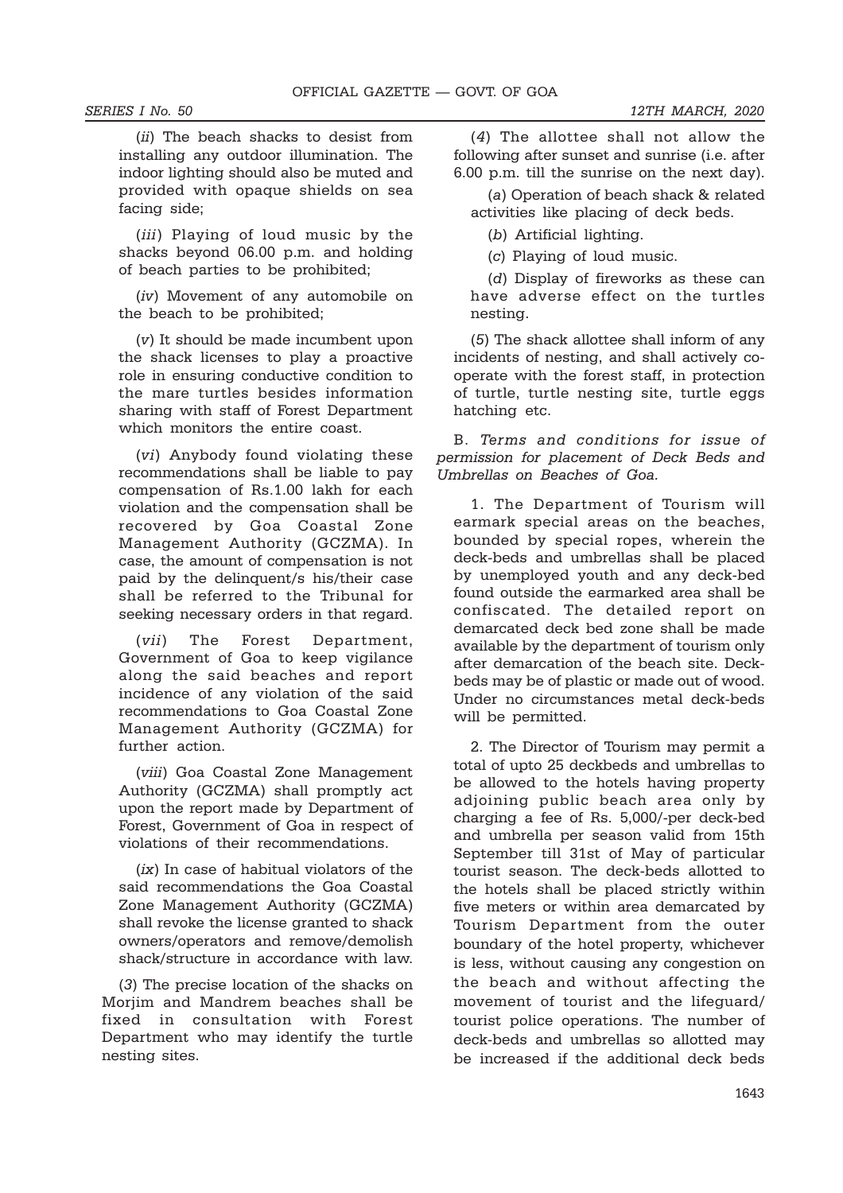(*ii*) The beach shacks to desist from installing any outdoor illumination. The indoor lighting should also be muted and provided with opaque shields on sea facing side;

(*iii*) Playing of loud music by the shacks beyond 06.00 p.m. and holding of beach parties to be prohibited;

(*iv*) Movement of any automobile on the beach to be prohibited;

(*v*) It should be made incumbent upon the shack licenses to play a proactive role in ensuring conductive condition to the mare turtles besides information sharing with staff of Forest Department which monitors the entire coast.

(*vi*) Anybody found violating these recommendations shall be liable to pay compensation of Rs.1.00 lakh for each violation and the compensation shall be recovered by Goa Coastal Zone Management Authority (GCZMA). In case, the amount of compensation is not paid by the delinquent/s his/their case shall be referred to the Tribunal for seeking necessary orders in that regard.

(*vii*) The Forest Department, Government of Goa to keep vigilance along the said beaches and report incidence of any violation of the said recommendations to Goa Coastal Zone Management Authority (GCZMA) for further action.

(*viii*) Goa Coastal Zone Management Authority (GCZMA) shall promptly act upon the report made by Department of Forest, Government of Goa in respect of violations of their recommendations.

(*ix*) In case of habitual violators of the said recommendations the Goa Coastal Zone Management Authority (GCZMA) shall revoke the license granted to shack owners/operators and remove/demolish shack/structure in accordance with law.

(*3*) The precise location of the shacks on Morjim and Mandrem beaches shall be fixed in consultation with Forest Department who may identify the turtle nesting sites.

(*4*) The allottee shall not allow the following after sunset and sunrise (i.e. after 6.00 p.m. till the sunrise on the next day).

(*a*) Operation of beach shack & related activities like placing of deck beds.

(*b*) Artificial lighting.

(*c*) Playing of loud music.

(*d*) Display of fireworks as these can have adverse effect on the turtles nesting.

(*5*) The shack allottee shall inform of any incidents of nesting, and shall actively co-operate with the forest staff, in protection of turtle, turtle nesting site, turtle eggs hatching etc.

B. *Terms and conditions for issue of permission for placement of Deck Beds and Umbrellas on Beaches of Goa.*

1. The Department of Tourism will earmark special areas on the beaches, bounded by special ropes, wherein the deck-beds and umbrellas shall be placed by unemployed youth and any deck-bed found outside the earmarked area shall be confiscated. The detailed report on demarcated deck bed zone shall be made available by the department of tourism only after demarcation of the beach site. Deck-beds may be of plastic or made out of wood. Under no circumstances metal deck-beds will be permitted.

2. The Director of Tourism may permit a total of upto 25 deckbeds and umbrellas to be allowed to the hotels having property adjoining public beach area only by charging a fee of Rs. 5,000/-per deck-bed and umbrella per season valid from 15th September till 31st of May of particular tourist season. The deck-beds allotted to the hotels shall be placed strictly within five meters or within area demarcated by Tourism Department from the outer boundary of the hotel property, whichever is less, without causing any congestion on the beach and without affecting the movement of tourist and the lifeguard/ tourist police operations. The number of deck-beds and umbrellas so allotted may be increased if the additional deck beds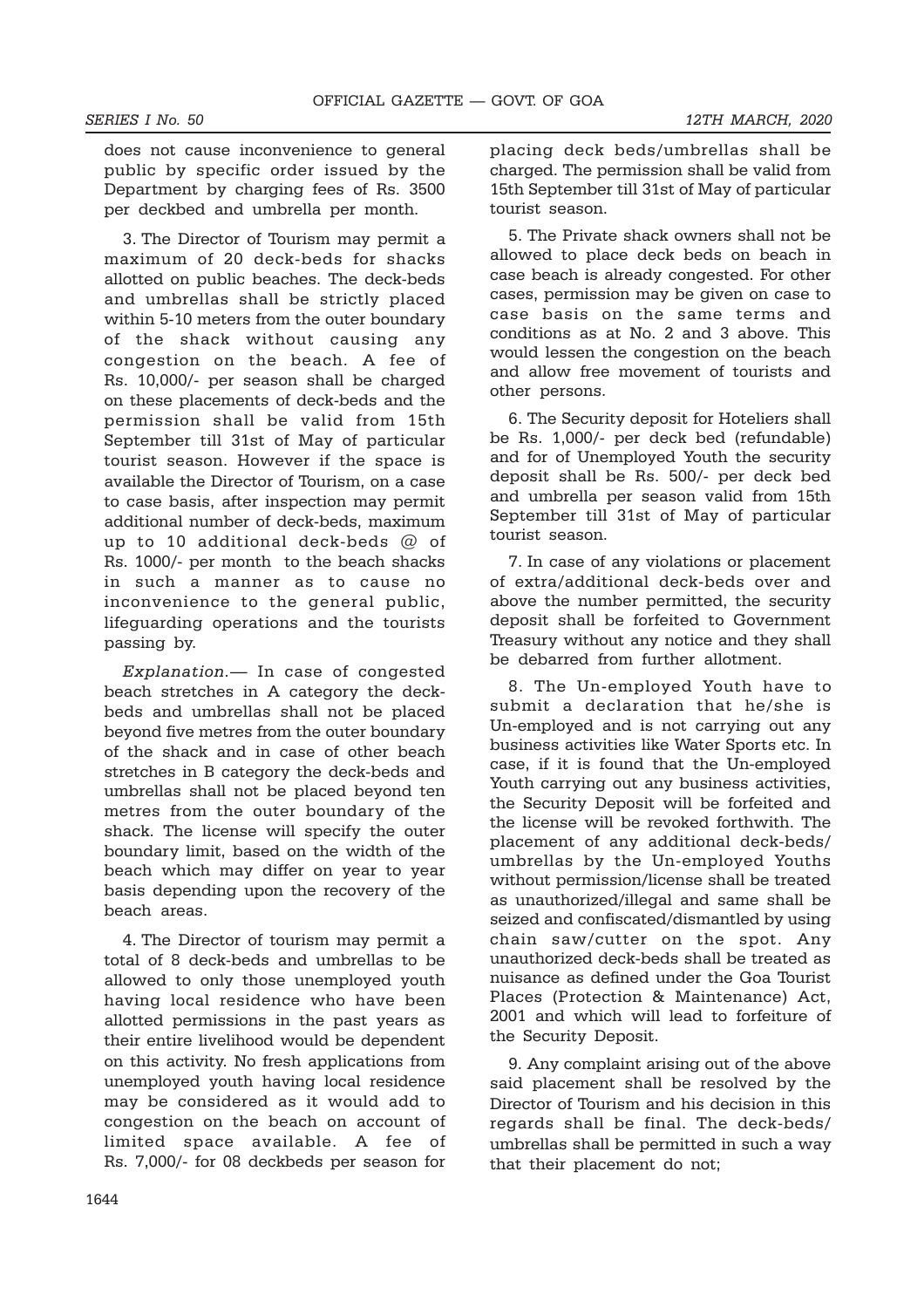does not cause inconvenience to general public by specific order issued by the Department by charging fees of Rs. 3500 per deckbed and umbrella per month.

3. The Director of Tourism may permit a maximum of 20 deck-beds for shacks allotted on public beaches. The deck-beds and umbrellas shall be strictly placed within 5-10 meters from the outer boundary of the shack without causing any congestion on the beach. A fee of Rs. 10,000/- per season shall be charged on these placements of deck-beds and the permission shall be valid from 15th September till 31st of May of particular tourist season. However if the space is available the Director of Tourism, on a case to case basis, after inspection may permit additional number of deck-beds, maximum up to 10 additional deck-beds @ of Rs. 1000/- per month to the beach shacks in such a manner as to cause no inconvenience to the general public, lifeguarding operations and the tourists passing by.

*Explanation.*— In case of congested beach stretches in A category the deck-beds and umbrellas shall not be placed beyond five metres from the outer boundary of the shack and in case of other beach stretches in B category the deck-beds and umbrellas shall not be placed beyond ten metres from the outer boundary of the shack. The license will specify the outer boundary limit, based on the width of the beach which may differ on year to year basis depending upon the recovery of the beach areas.

4. The Director of tourism may permit a total of 8 deck-beds and umbrellas to be allowed to only those unemployed youth having local residence who have been allotted permissions in the past years as their entire livelihood would be dependent on this activity. No fresh applications from unemployed youth having local residence may be considered as it would add to congestion on the beach on account of limited space available. A fee of Rs. 7,000/- for 08 deckbeds per season for placing deck beds/umbrellas shall be charged. The permission shall be valid from 15th September till 31st of May of particular tourist season.

5. The Private shack owners shall not be allowed to place deck beds on beach in case beach is already congested. For other cases, permission may be given on case to case basis on the same terms and conditions as at No. 2 and 3 above. This would lessen the congestion on the beach and allow free movement of tourists and other persons.

6. The Security deposit for Hoteliers shall be Rs. 1,000/- per deck bed (refundable) and for of Unemployed Youth the security deposit shall be Rs. 500/- per deck bed and umbrella per season valid from 15th September till 31st of May of particular tourist season.

7. In case of any violations or placement of extra/additional deck-beds over and above the number permitted, the security deposit shall be forfeited to Government Treasury without any notice and they shall be debarred from further allotment.

8. The Un-employed Youth have to submit a declaration that he/she is Un-employed and is not carrying out any business activities like Water Sports etc. In case, if it is found that the Un-employed Youth carrying out any business activities, the Security Deposit will be forfeited and the license will be revoked forthwith. The placement of any additional deck-beds/ umbrellas by the Un-employed Youths without permission/license shall be treated as unauthorized/illegal and same shall be seized and confiscated/dismantled by using chain saw/cutter on the spot. Any unauthorized deck-beds shall be treated as nuisance as defined under the Goa Tourist Places (Protection & Maintenance) Act, 2001 and which will lead to forfeiture of the Security Deposit.

9. Any complaint arising out of the above said placement shall be resolved by the Director of Tourism and his decision in this regards shall be final. The deck-beds/ umbrellas shall be permitted in such a way that their placement do not;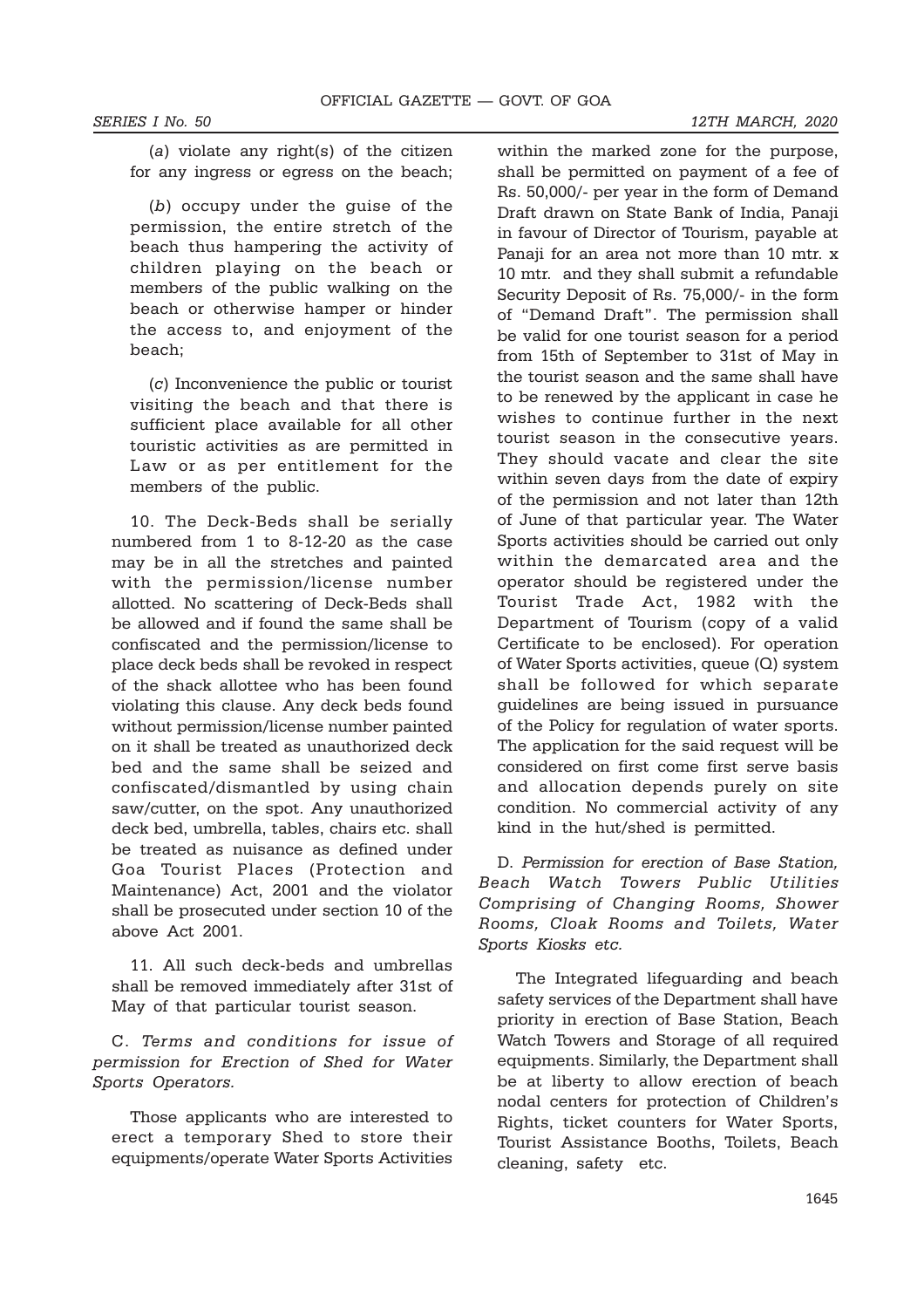(*a*) violate any right(s) of the citizen for any ingress or egress on the beach;

(*b*) occupy under the guise of the permission, the entire stretch of the beach thus hampering the activity of children playing on the beach or members of the public walking on the beach or otherwise hamper or hinder the access to, and enjoyment of the beach;

(*c*) Inconvenience the public or tourist visiting the beach and that there is sufficient place available for all other touristic activities as are permitted in Law or as per entitlement for the members of the public.

10. The Deck-Beds shall be serially numbered from 1 to 8-12-20 as the case may be in all the stretches and painted with the permission/license number allotted. No scattering of Deck-Beds shall be allowed and if found the same shall be confiscated and the permission/license to place deck beds shall be revoked in respect of the shack allottee who has been found violating this clause. Any deck beds found without permission/license number painted on it shall be treated as unauthorized deck bed and the same shall be seized and confiscated/dismantled by using chain saw/cutter, on the spot. Any unauthorized deck bed, umbrella, tables, chairs etc. shall be treated as nuisance as defined under Goa Tourist Places (Protection and Maintenance) Act, 2001 and the violator shall be prosecuted under section 10 of the above Act 2001.

11. All such deck-beds and umbrellas shall be removed immediately after 31st of May of that particular tourist season.

C. *Terms and conditions for issue of permission for Erection of Shed for Water Sports Operators.*

Those applicants who are interested to erect a temporary Shed to store their equipments/operate Water Sports Activities within the marked zone for the purpose, shall be permitted on payment of a fee of Rs. 50,000/- per year in the form of Demand Draft drawn on State Bank of India, Panaji in favour of Director of Tourism, payable at Panaji for an area not more than 10 mtr. x 10 mtr. and they shall submit a refundable Security Deposit of Rs. 75,000/- in the form of "Demand Draft". The permission shall be valid for one tourist season for a period from 15th of September to 31st of May in the tourist season and the same shall have to be renewed by the applicant in case he wishes to continue further in the next tourist season in the consecutive years. They should vacate and clear the site within seven days from the date of expiry of the permission and not later than 12th of June of that particular year. The Water Sports activities should be carried out only within the demarcated area and the operator should be registered under the Tourist Trade Act, 1982 with the Department of Tourism (copy of a valid Certificate to be enclosed). For operation of Water Sports activities, queue (Q) system shall be followed for which separate guidelines are being issued in pursuance of the Policy for regulation of water sports. The application for the said request will be considered on first come first serve basis and allocation depends purely on site condition. No commercial activity of any kind in the hut/shed is permitted.

D. *Permission for erection of Base Station, Beach Watch Towers Public Utilities Comprising of Changing Rooms, Shower Rooms, Cloak Rooms and Toilets, Water Sports Kiosks etc.*

The Integrated lifeguarding and beach safety services of the Department shall have priority in erection of Base Station, Beach Watch Towers and Storage of all required equipments. Similarly, the Department shall be at liberty to allow erection of beach nodal centers for protection of Children's Rights, ticket counters for Water Sports, Tourist Assistance Booths, Toilets, Beach cleaning, safety etc.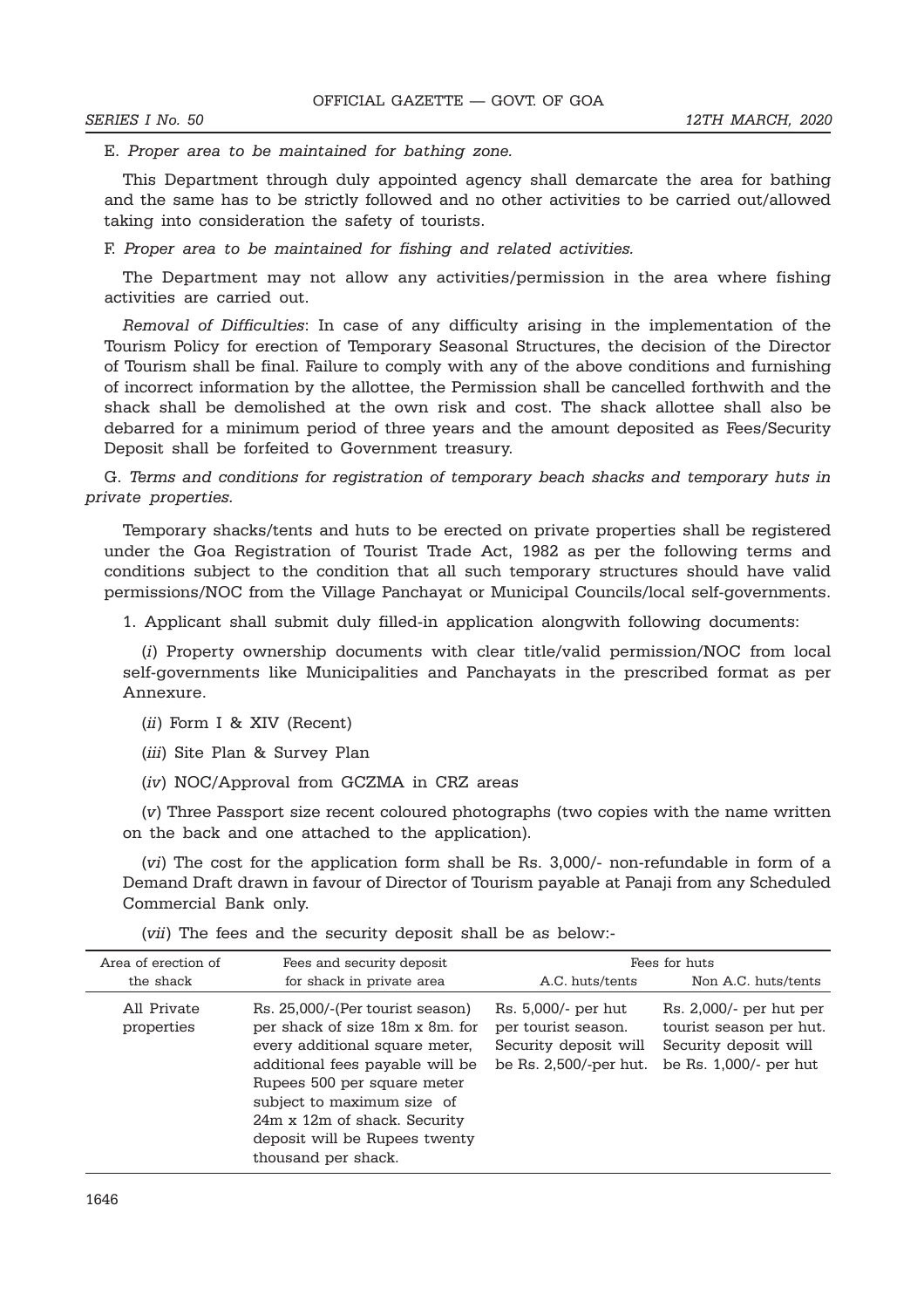E. *Proper area to be maintained for bathing zone.*

This Department through duly appointed agency shall demarcate the area for bathing and the same has to be strictly followed and no other activities to be carried out/allowed taking into consideration the safety of tourists.

F. *Proper area to be maintained for fishing and related activities.*

The Department may not allow any activities/permission in the area where fishing activities are carried out.

*Removal of Difficulties*: In case of any difficulty arising in the implementation of the Tourism Policy for erection of Temporary Seasonal Structures, the decision of the Director of Tourism shall be final. Failure to comply with any of the above conditions and furnishing of incorrect information by the allottee, the Permission shall be cancelled forthwith and the shack shall be demolished at the own risk and cost. The shack allottee shall also be debarred for a minimum period of three years and the amount deposited as Fees/Security Deposit shall be forfeited to Government treasury.

G. *Terms and conditions for registration of temporary beach shacks and temporary huts in private properties.*

Temporary shacks/tents and huts to be erected on private properties shall be registered under the Goa Registration of Tourist Trade Act, 1982 as per the following terms and conditions subject to the condition that all such temporary structures should have valid permissions/NOC from the Village Panchayat or Municipal Councils/local self-governments.

1. Applicant shall submit duly filled-in application alongwith following documents:

(*i*) Property ownership documents with clear title/valid permission/NOC from local self-governments like Municipalities and Panchayats in the prescribed format as per Annexure.

(*ii*) Form I & XIV (Recent)

(*iii*) Site Plan & Survey Plan

(*iv*) NOC/Approval from GCZMA in CRZ areas

(*v*) Three Passport size recent coloured photographs (two copies with the name written on the back and one attached to the application).

(*vi*) The cost for the application form shall be Rs. 3,000/- non-refundable in form of a Demand Draft drawn in favour of Director of Tourism payable at Panaji from any Scheduled Commercial Bank only.

(*vii*) The fees and the security deposit shall be as below:-

| Area of erection of the shack | Fees and security deposit for shack in private area | Fees for huts | |
|---|---|---|---|
| | | A.C. huts/tents | Non A.C. huts/tents |
| All Private properties | Rs. 25,000/-(Per tourist season) per shack of size 18m x 8m. for every additional square meter, additional fees payable will be Rupees 500 per square meter subject to maximum size of 24m x 12m of shack. Security deposit will be Rupees twenty thousand per shack. | Rs. 5,000/- per hut per tourist season. Security deposit will be Rs. 2,500/-per hut. | Rs. 2,000/- per hut per tourist season per hut. Security deposit will be Rs. 1,000/- per hut |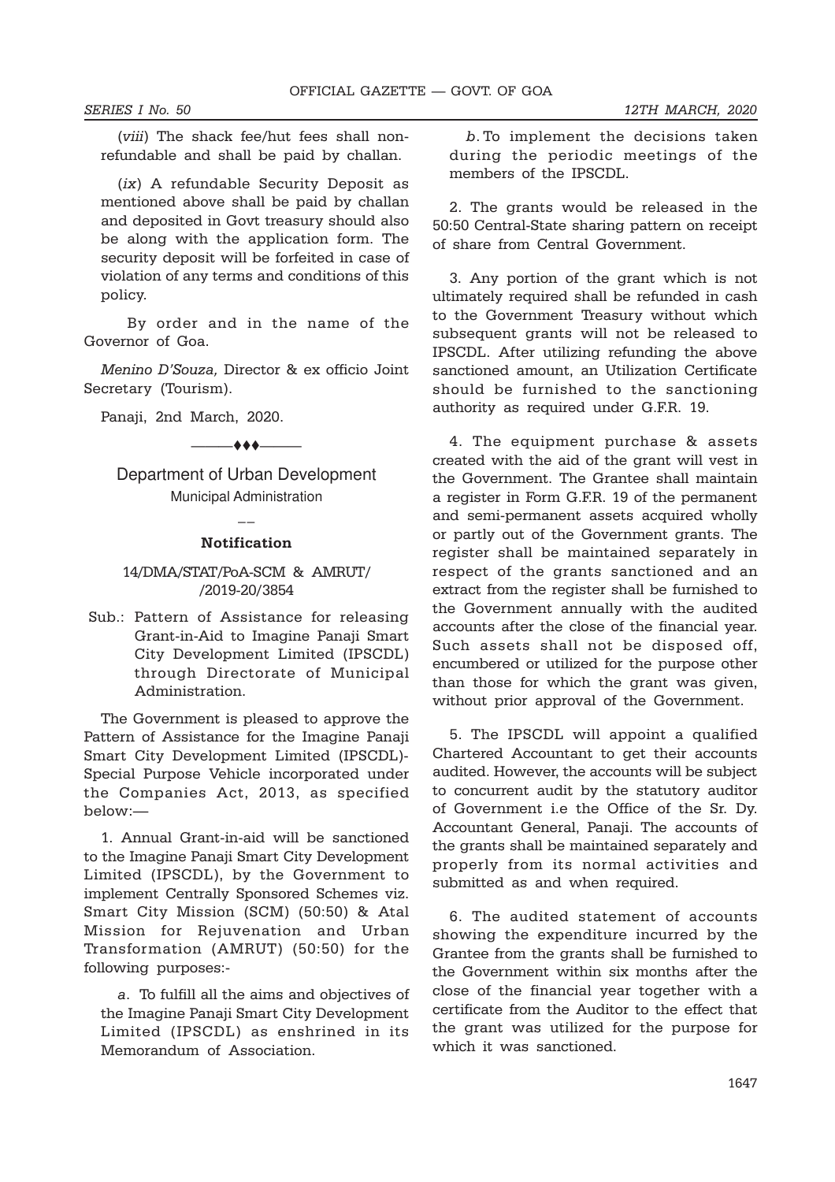(*viii*) The shack fee/hut fees shall non-refundable and shall be paid by challan.

(*ix*) A refundable Security Deposit as mentioned above shall be paid by challan and deposited in Govt treasury should also be along with the application form. The security deposit will be forfeited in case of violation of any terms and conditions of this policy.

By order and in the name of the Governor of Goa.

*Menino D'Souza,* Director & ex officio Joint Secretary (Tourism).

Panaji, 2nd March, 2020.

———♦♦♦———

## Department of Urban Development

### Municipal Administration

——

### Notification

14/DMA/STAT/PoA-SCM & AMRUT/ /2019-20/3854

Sub.: Pattern of Assistance for releasing Grant-in-Aid to Imagine Panaji Smart City Development Limited (IPSCDL) through Directorate of Municipal Administration.

The Government is pleased to approve the Pattern of Assistance for the Imagine Panaji Smart City Development Limited (IPSCDL)- Special Purpose Vehicle incorporated under the Companies Act, 2013, as specified below:—

1. Annual Grant-in-aid will be sanctioned to the Imagine Panaji Smart City Development Limited (IPSCDL), by the Government to implement Centrally Sponsored Schemes viz. Smart City Mission (SCM) (50:50) & Atal Mission for Rejuvenation and Urban Transformation (AMRUT) (50:50) for the following purposes:-

   *a*. To fulfill all the aims and objectives of the Imagine Panaji Smart City Development Limited (IPSCDL) as enshrined in its Memorandum of Association.

   *b*. To implement the decisions taken during the periodic meetings of the members of the IPSCDL.

2. The grants would be released in the 50:50 Central-State sharing pattern on receipt of share from Central Government.

3. Any portion of the grant which is not ultimately required shall be refunded in cash to the Government Treasury without which subsequent grants will not be released to IPSCDL. After utilizing refunding the above sanctioned amount, an Utilization Certificate should be furnished to the sanctioning authority as required under G.F.R. 19.

4. The equipment purchase & assets created with the aid of the grant will vest in the Government. The Grantee shall maintain a register in Form G.F.R. 19 of the permanent and semi-permanent assets acquired wholly or partly out of the Government grants. The register shall be maintained separately in respect of the grants sanctioned and an extract from the register shall be furnished to the Government annually with the audited accounts after the close of the financial year. Such assets shall not be disposed off, encumbered or utilized for the purpose other than those for which the grant was given, without prior approval of the Government.

5. The IPSCDL will appoint a qualified Chartered Accountant to get their accounts audited. However, the accounts will be subject to concurrent audit by the statutory auditor of Government i.e the Office of the Sr. Dy. Accountant General, Panaji. The accounts of the grants shall be maintained separately and properly from its normal activities and submitted as and when required.

6. The audited statement of accounts showing the expenditure incurred by the Grantee from the grants shall be furnished to the Government within six months after the close of the financial year together with a certificate from the Auditor to the effect that the grant was utilized for the purpose for which it was sanctioned.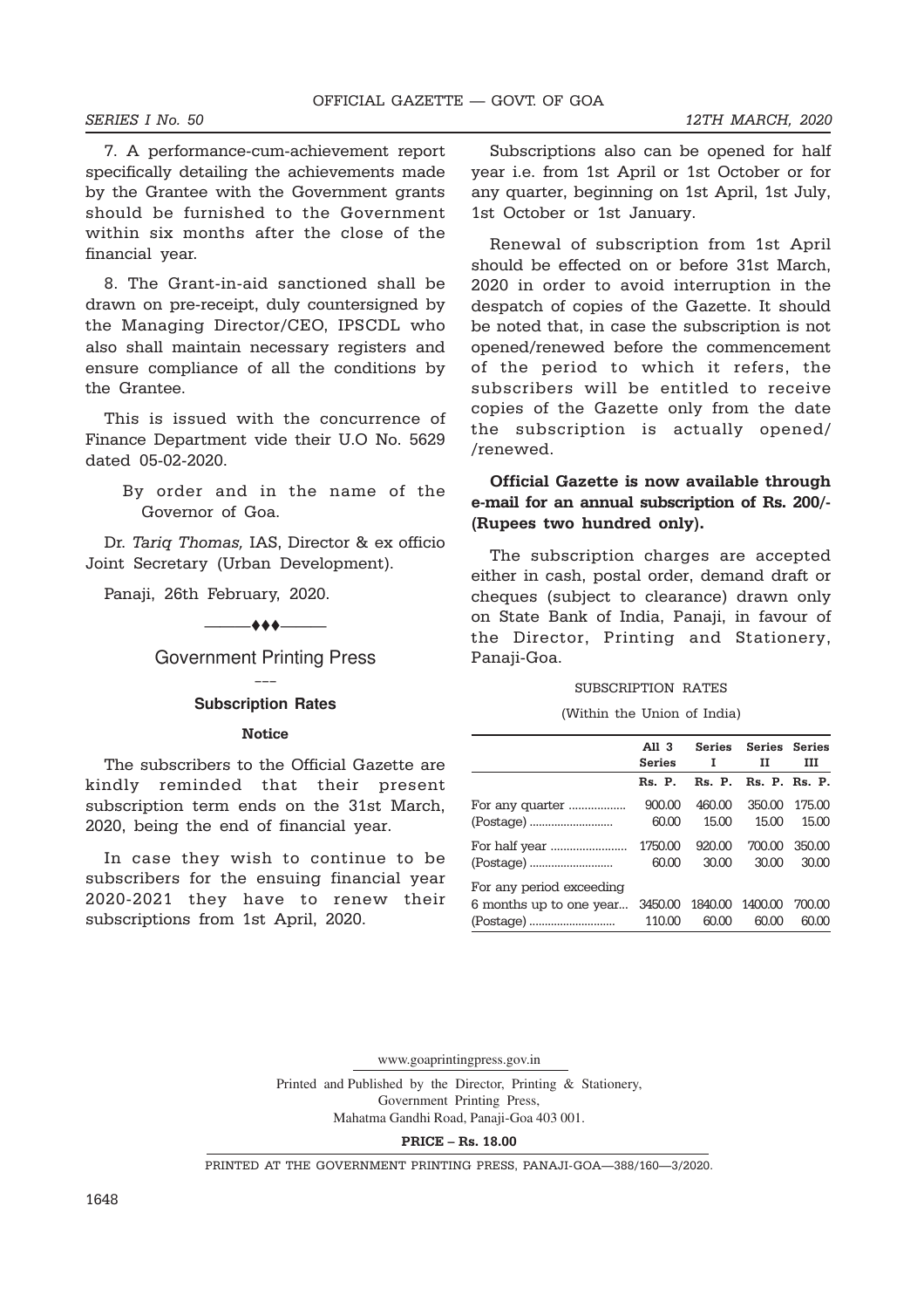7. A performance-cum-achievement report specifically detailing the achievements made by the Grantee with the Government grants should be furnished to the Government within six months after the close of the financial year.

8. The Grant-in-aid sanctioned shall be drawn on pre-receipt, duly countersigned by the Managing Director/CEO, IPSCDL who also shall maintain necessary registers and ensure compliance of all the conditions by the Grantee.

This is issued with the concurrence of Finance Department vide their U.O No. 5629 dated 05-02-2020.

By order and in the name of the Governor of Goa.

Dr. *Tariq Thomas,* IAS, Director & ex officio Joint Secretary (Urban Development).

Panaji, 26th February, 2020.

———♦♦♦———

## Government Printing Press

### Subscription Rates

**Notice**

The subscribers to the Official Gazette are kindly reminded that their present subscription term ends on the 31st March, 2020, being the end of financial year.

In case they wish to continue to be subscribers for the ensuing financial year 2020-2021 they have to renew their subscriptions from 1st April, 2020.

Subscriptions also can be opened for half year i.e. from 1st April or 1st October or for any quarter, beginning on 1st April, 1st July, 1st October or 1st January.

Renewal of subscription from 1st April should be effected on or before 31st March, 2020 in order to avoid interruption in the despatch of copies of the Gazette. It should be noted that, in case the subscription is not opened/renewed before the commencement of the period to which it refers, the subscribers will be entitled to receive copies of the Gazette only from the date the subscription is actually opened/ /renewed.

**Official Gazette is now available through e-mail for an annual subscription of Rs. 200/- (Rupees two hundred only).**

The subscription charges are accepted either in cash, postal order, demand draft or cheques (subject to clearance) drawn only on State Bank of India, Panaji, in favour of the Director, Printing and Stationery, Panaji-Goa.

SUBSCRIPTION RATES

(Within the Union of India)

| | All 3 Series | Series I | Series II | Series III |
|---|---|---|---|---|
| | Rs. P. | Rs. P. | Rs. P. | Rs. P. |
| For any quarter .................. | 900.00 | 460.00 | 350.00 | 175.00 |
| (Postage) .......................... | 60.00 | 15.00 | 15.00 | 15.00 |
| For half year ........................ | 1750.00 | 920.00 | 700.00 | 350.00 |
| (Postage) .......................... | 60.00 | 30.00 | 30.00 | 30.00 |
| For any period exceeding 6 months up to one year... | 3450.00 | 1840.00 | 1400.00 | 700.00 |
| (Postage) ........................... | 110.00 | 60.00 | 60.00 | 60.00 |

www.goaprintingpress.gov.in

Printed and Published by the Director, Printing & Stationery, Government Printing Press, Mahatma Gandhi Road, Panaji-Goa 403 001.

**PRICE – Rs. 18.00**

PRINTED AT THE GOVERNMENT PRINTING PRESS, PANAJI-GOA—388/160—3/2020.